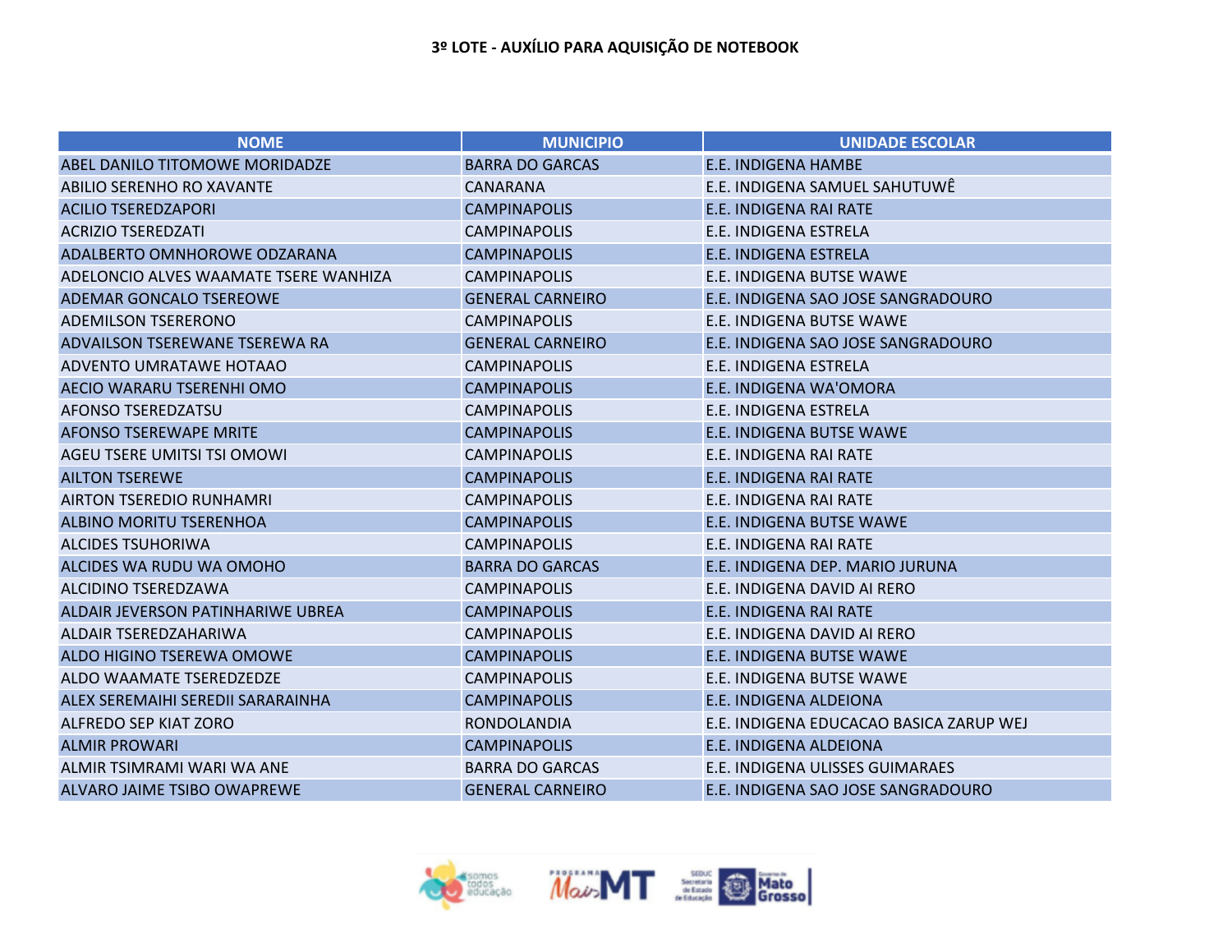# 3º LOTE - AUXÍLIO PARA AQUISIÇÃO DE NOTEBOOK

| NOME | MUNICIPIO | UNIDADE ESCOLAR |
|---|---|---|
| ABEL DANILO TITOMOWE MORIDADZE | BARRA DO GARCAS | E.E. INDIGENA HAMBE |
| ABILIO SERENHO RO XAVANTE | CANARANA | E.E. INDIGENA SAMUEL SAHUTUWÊ |
| ACILIO TSEREDZAPORI | CAMPINAPOLIS | E.E. INDIGENA RAI RATE |
| ACRIZIO TSEREDZATI | CAMPINAPOLIS | E.E. INDIGENA ESTRELA |
| ADALBERTO OMNHOROWE ODZARANA | CAMPINAPOLIS | E.E. INDIGENA ESTRELA |
| ADELONCIO ALVES WAAMATE TSERE WANHIZA | CAMPINAPOLIS | E.E. INDIGENA BUTSE WAWE |
| ADEMAR GONCALO TSEREOWE | GENERAL CARNEIRO | E.E. INDIGENA SAO JOSE SANGRADOURO |
| ADEMILSON TSERERONO | CAMPINAPOLIS | E.E. INDIGENA BUTSE WAWE |
| ADVAILSON TSEREWANE TSEREWA RA | GENERAL CARNEIRO | E.E. INDIGENA SAO JOSE SANGRADOURO |
| ADVENTO UMRATAWE HOTAAO | CAMPINAPOLIS | E.E. INDIGENA ESTRELA |
| AECIO WARARU TSERENHI OMO | CAMPINAPOLIS | E.E. INDIGENA WA'OMORA |
| AFONSO TSEREDZATSU | CAMPINAPOLIS | E.E. INDIGENA ESTRELA |
| AFONSO TSEREWAPE MRITE | CAMPINAPOLIS | E.E. INDIGENA BUTSE WAWE |
| AGEU TSERE UMITSI TSI OMOWI | CAMPINAPOLIS | E.E. INDIGENA RAI RATE |
| AILTON TSEREWE | CAMPINAPOLIS | E.E. INDIGENA RAI RATE |
| AIRTON TSEREDIO RUNHAMRI | CAMPINAPOLIS | E.E. INDIGENA RAI RATE |
| ALBINO MORITU TSERENHOA | CAMPINAPOLIS | E.E. INDIGENA BUTSE WAWE |
| ALCIDES TSUHORIWA | CAMPINAPOLIS | E.E. INDIGENA RAI RATE |
| ALCIDES WA RUDU WA OMOHO | BARRA DO GARCAS | E.E. INDIGENA DEP. MARIO JURUNA |
| ALCIDINO TSEREDZAWA | CAMPINAPOLIS | E.E. INDIGENA DAVID AI RERO |
| ALDAIR JEVERSON PATINHARIWE UBREA | CAMPINAPOLIS | E.E. INDIGENA RAI RATE |
| ALDAIR TSEREDZAHARIWA | CAMPINAPOLIS | E.E. INDIGENA DAVID AI RERO |
| ALDO HIGINO TSEREWA OMOWE | CAMPINAPOLIS | E.E. INDIGENA BUTSE WAWE |
| ALDO WAAMATE TSEREDZEDZE | CAMPINAPOLIS | E.E. INDIGENA BUTSE WAWE |
| ALEX SEREMAIHI SEREDII SARARAINHA | CAMPINAPOLIS | E.E. INDIGENA ALDEIONA |
| ALFREDO SEP KIAT ZORO | RONDOLANDIA | E.E. INDIGENA EDUCACAO BASICA ZARUP WEJ |
| ALMIR PROWARI | CAMPINAPOLIS | E.E. INDIGENA ALDEIONA |
| ALMIR TSIMRAMI WARI WA ANE | BARRA DO GARCAS | E.E. INDIGENA ULISSES GUIMARAES |
| ALVARO JAIME TSIBO OWAPREWE | GENERAL CARNEIRO | E.E. INDIGENA SAO JOSE SANGRADOURO |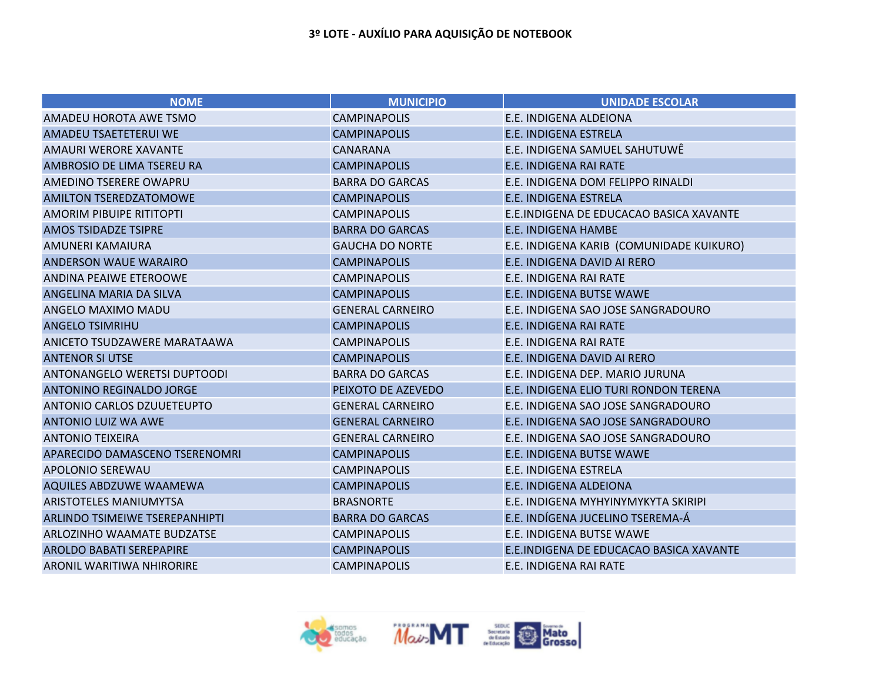**3º LOTE - AUXÍLIO PARA AQUISIÇÃO DE NOTEBOOK**

| NOME | MUNICIPIO | UNIDADE ESCOLAR |
|---|---|---|
| AMADEU HOROTA AWE TSMO | CAMPINAPOLIS | E.E. INDIGENA ALDEIONA |
| AMADEU TSAETETERUI WE | CAMPINAPOLIS | E.E. INDIGENA ESTRELA |
| AMAURI WERORE XAVANTE | CANARANA | E.E. INDIGENA SAMUEL SAHUTUWÊ |
| AMBROSIO DE LIMA TSEREU RA | CAMPINAPOLIS | E.E. INDIGENA RAI RATE |
| AMEDINO TSERERE OWAPRU | BARRA DO GARCAS | E.E. INDIGENA DOM FELIPPO RINALDI |
| AMILTON TSEREDZATOMOWE | CAMPINAPOLIS | E.E. INDIGENA ESTRELA |
| AMORIM PIBUIPE RITITOPTI | CAMPINAPOLIS | E.E.INDIGENA DE EDUCACAO BASICA XAVANTE |
| AMOS TSIDADZE TSIPRE | BARRA DO GARCAS | E.E. INDIGENA HAMBE |
| AMUNERI KAMAIURA | GAUCHA DO NORTE | E.E. INDIGENA KARIB (COMUNIDADE KUIKURO) |
| ANDERSON WAUE WARAIRO | CAMPINAPOLIS | E.E. INDIGENA DAVID AI RERO |
| ANDINA PEAIWE ETEROOWE | CAMPINAPOLIS | E.E. INDIGENA RAI RATE |
| ANGELINA MARIA DA SILVA | CAMPINAPOLIS | E.E. INDIGENA BUTSE WAWE |
| ANGELO MAXIMO MADU | GENERAL CARNEIRO | E.E. INDIGENA SAO JOSE SANGRADOURO |
| ANGELO TSIMRIHU | CAMPINAPOLIS | E.E. INDIGENA RAI RATE |
| ANICETO TSUDZAWERE MARATAAWA | CAMPINAPOLIS | E.E. INDIGENA RAI RATE |
| ANTENOR SI UTSE | CAMPINAPOLIS | E.E. INDIGENA DAVID AI RERO |
| ANTONANGELO WERETSI DUPTOODI | BARRA DO GARCAS | E.E. INDIGENA DEP. MARIO JURUNA |
| ANTONINO REGINALDO JORGE | PEIXOTO DE AZEVEDO | E.E. INDIGENA ELIO TURI RONDON TERENA |
| ANTONIO CARLOS DZUUETEUPTO | GENERAL CARNEIRO | E.E. INDIGENA SAO JOSE SANGRADOURO |
| ANTONIO LUIZ WA AWE | GENERAL CARNEIRO | E.E. INDIGENA SAO JOSE SANGRADOURO |
| ANTONIO TEIXEIRA | GENERAL CARNEIRO | E.E. INDIGENA SAO JOSE SANGRADOURO |
| APARECIDO DAMASCENO TSERENOMRI | CAMPINAPOLIS | E.E. INDIGENA BUTSE WAWE |
| APOLONIO SEREWAU | CAMPINAPOLIS | E.E. INDIGENA ESTRELA |
| AQUILES ABDZUWE WAAMEWA | CAMPINAPOLIS | E.E. INDIGENA ALDEIONA |
| ARISTOTELES MANIUMYTSA | BRASNORTE | E.E. INDIGENA MYHYINYMYKYTA SKIRIPI |
| ARLINDO TSIMEIWE TSEREPANHIPTI | BARRA DO GARCAS | E.E. INDÍGENA JUCELINO TSEREMA-Á |
| ARLOZINHO WAAMATE BUDZATSE | CAMPINAPOLIS | E.E. INDIGENA BUTSE WAWE |
| AROLDO BABATI SEREPAPIRE | CAMPINAPOLIS | E.E.INDIGENA DE EDUCACAO BASICA XAVANTE |
| ARONIL WARITIWA NHIRORIRE | CAMPINAPOLIS | E.E. INDIGENA RAI RATE |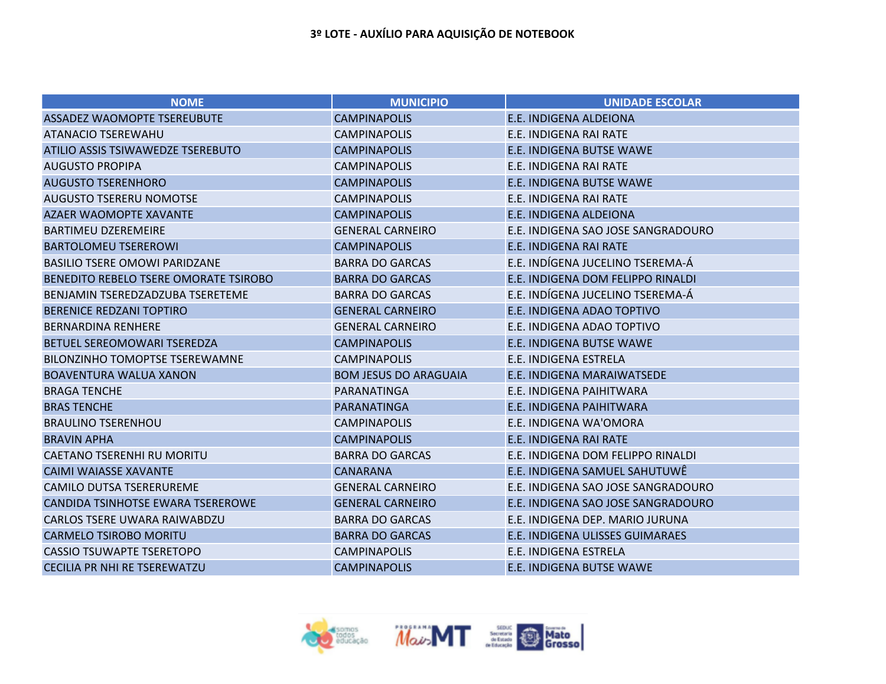**3º LOTE - AUXÍLIO PARA AQUISIÇÃO DE NOTEBOOK**

| NOME | MUNICIPIO | UNIDADE ESCOLAR |
|---|---|---|
| ASSADEZ WAOMOPTE TSEREUBUTE | CAMPINAPOLIS | E.E. INDIGENA ALDEIONA |
| ATANACIO TSEREWAHU | CAMPINAPOLIS | E.E. INDIGENA RAI RATE |
| ATILIO ASSIS TSIWAWEDZE TSEREBUTO | CAMPINAPOLIS | E.E. INDIGENA BUTSE WAWE |
| AUGUSTO PROPIPA | CAMPINAPOLIS | E.E. INDIGENA RAI RATE |
| AUGUSTO TSERENHORO | CAMPINAPOLIS | E.E. INDIGENA BUTSE WAWE |
| AUGUSTO TSERERU NOMOTSE | CAMPINAPOLIS | E.E. INDIGENA RAI RATE |
| AZAER WAOMOPTE XAVANTE | CAMPINAPOLIS | E.E. INDIGENA ALDEIONA |
| BARTIMEU DZEREMEIRE | GENERAL CARNEIRO | E.E. INDIGENA SAO JOSE SANGRADOURO |
| BARTOLOMEU TSEREROWI | CAMPINAPOLIS | E.E. INDIGENA RAI RATE |
| BASILIO TSERE OMOWI PARIDZANE | BARRA DO GARCAS | E.E. INDÍGENA JUCELINO TSEREMA-Á |
| BENEDITO REBELO TSERE OMORATE TSIROBO | BARRA DO GARCAS | E.E. INDIGENA DOM FELIPPO RINALDI |
| BENJAMIN TSEREDZADZUBA TSERETEME | BARRA DO GARCAS | E.E. INDÍGENA JUCELINO TSEREMA-Á |
| BERENICE REDZANI TOPTIRO | GENERAL CARNEIRO | E.E. INDIGENA ADAO TOPTIVO |
| BERNARDINA RENHERE | GENERAL CARNEIRO | E.E. INDIGENA ADAO TOPTIVO |
| BETUEL SEREOMOWARI TSEREDZA | CAMPINAPOLIS | E.E. INDIGENA BUTSE WAWE |
| BILONZINHO TOMOPTSE TSEREWAMNE | CAMPINAPOLIS | E.E. INDIGENA ESTRELA |
| BOAVENTURA WALUA XANON | BOM JESUS DO ARAGUAIA | E.E. INDIGENA MARAIWATSEDE |
| BRAGA TENCHE | PARANATINGA | E.E. INDIGENA PAIHITWARA |
| BRAS TENCHE | PARANATINGA | E.E. INDIGENA PAIHITWARA |
| BRAULINO TSERENHOU | CAMPINAPOLIS | E.E. INDIGENA WA'OMORA |
| BRAVIN APHA | CAMPINAPOLIS | E.E. INDIGENA RAI RATE |
| CAETANO TSERENHI RU MORITU | BARRA DO GARCAS | E.E. INDIGENA DOM FELIPPO RINALDI |
| CAIMI WAIASSE XAVANTE | CANARANA | E.E. INDIGENA SAMUEL SAHUTUWÊ |
| CAMILO DUTSA TSERERUREME | GENERAL CARNEIRO | E.E. INDIGENA SAO JOSE SANGRADOURO |
| CANDIDA TSINHOTSE EWARA TSEREROWE | GENERAL CARNEIRO | E.E. INDIGENA SAO JOSE SANGRADOURO |
| CARLOS TSERE UWARA RAIWABDZU | BARRA DO GARCAS | E.E. INDIGENA DEP. MARIO JURUNA |
| CARMELO TSIROBO MORITU | BARRA DO GARCAS | E.E. INDIGENA ULISSES GUIMARAES |
| CASSIO TSUWAPTE TSERETOPO | CAMPINAPOLIS | E.E. INDIGENA ESTRELA |
| CECILIA PR NHI RE TSEREWATZU | CAMPINAPOLIS | E.E. INDIGENA BUTSE WAWE |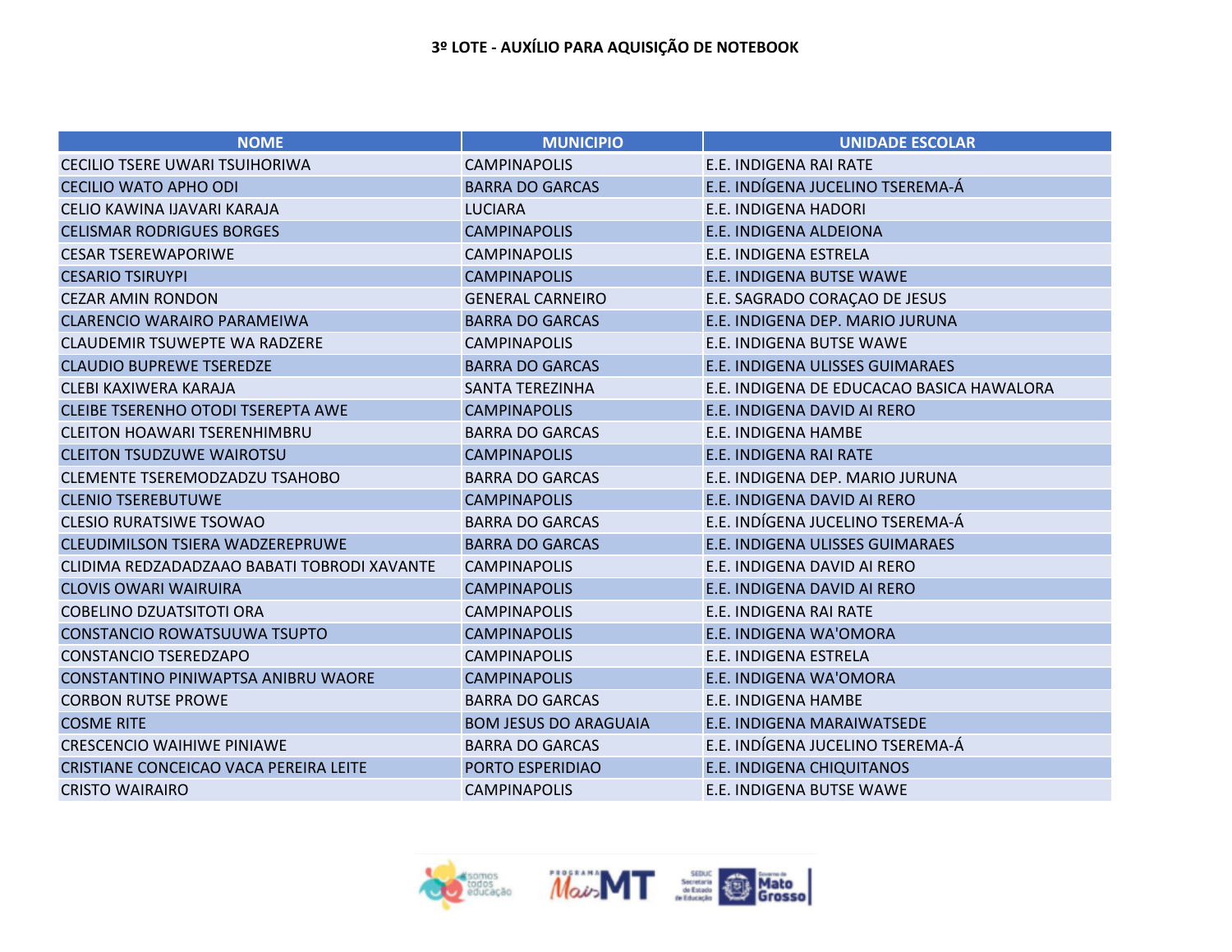**3º LOTE - AUXÍLIO PARA AQUISIÇÃO DE NOTEBOOK**

| NOME | MUNICIPIO | UNIDADE ESCOLAR |
|---|---|---|
| CECILIO TSERE UWARI TSUIHORIWA | CAMPINAPOLIS | E.E. INDIGENA RAI RATE |
| CECILIO WATO APHO ODI | BARRA DO GARCAS | E.E. INDÍGENA JUCELINO TSEREMA-Á |
| CELIO KAWINA IJAVARI KARAJA | LUCIARA | E.E. INDIGENA HADORI |
| CELISMAR RODRIGUES BORGES | CAMPINAPOLIS | E.E. INDIGENA ALDEIONA |
| CESAR TSEREWAPORIWE | CAMPINAPOLIS | E.E. INDIGENA ESTRELA |
| CESARIO TSIRUYPI | CAMPINAPOLIS | E.E. INDIGENA BUTSE WAWE |
| CEZAR AMIN RONDON | GENERAL CARNEIRO | E.E. SAGRADO CORAÇAO DE JESUS |
| CLARENCIO WARAIRO PARAMEIWA | BARRA DO GARCAS | E.E. INDIGENA DEP. MARIO JURUNA |
| CLAUDEMIR TSUWEPTE WA RADZERE | CAMPINAPOLIS | E.E. INDIGENA BUTSE WAWE |
| CLAUDIO BUPREWE TSEREDZE | BARRA DO GARCAS | E.E. INDIGENA ULISSES GUIMARAES |
| CLEBI KAXIWERA KARAJA | SANTA TEREZINHA | E.E. INDIGENA DE EDUCACAO BASICA HAWALORA |
| CLEIBE TSERENHO OTODI TSEREPTA AWE | CAMPINAPOLIS | E.E. INDIGENA DAVID AI RERO |
| CLEITON HOAWARI TSERENHIMBRU | BARRA DO GARCAS | E.E. INDIGENA HAMBE |
| CLEITON TSUDZUWE WAIROTSU | CAMPINAPOLIS | E.E. INDIGENA RAI RATE |
| CLEMENTE TSEREMODZADZU TSAHOBO | BARRA DO GARCAS | E.E. INDIGENA DEP. MARIO JURUNA |
| CLENIO TSEREBUTUWE | CAMPINAPOLIS | E.E. INDIGENA DAVID AI RERO |
| CLESIO RURATSIWE TSOWAO | BARRA DO GARCAS | E.E. INDÍGENA JUCELINO TSEREMA-Á |
| CLEUDIMILSON TSIERA WADZEREPRUWE | BARRA DO GARCAS | E.E. INDIGENA ULISSES GUIMARAES |
| CLIDIMA REDZADADZAAO BABATI TOBRODI XAVANTE | CAMPINAPOLIS | E.E. INDIGENA DAVID AI RERO |
| CLOVIS OWARI WAIRUIRA | CAMPINAPOLIS | E.E. INDIGENA DAVID AI RERO |
| COBELINO DZUATSITOTI ORA | CAMPINAPOLIS | E.E. INDIGENA RAI RATE |
| CONSTANCIO ROWATSUUWA TSUPTO | CAMPINAPOLIS | E.E. INDIGENA WA'OMORA |
| CONSTANCIO TSEREDZAPO | CAMPINAPOLIS | E.E. INDIGENA ESTRELA |
| CONSTANTINO PINIWAPTSA ANIBRU WAORE | CAMPINAPOLIS | E.E. INDIGENA WA'OMORA |
| CORBON RUTSE PROWE | BARRA DO GARCAS | E.E. INDIGENA HAMBE |
| COSME RITE | BOM JESUS DO ARAGUAIA | E.E. INDIGENA MARAIWATSEDE |
| CRESCENCIO WAIHIWE PINIAWE | BARRA DO GARCAS | E.E. INDÍGENA JUCELINO TSEREMA-Á |
| CRISTIANE CONCEICAO VACA PEREIRA LEITE | PORTO ESPERIDIAO | E.E. INDIGENA CHIQUITANOS |
| CRISTO WAIRAIRO | CAMPINAPOLIS | E.E. INDIGENA BUTSE WAWE |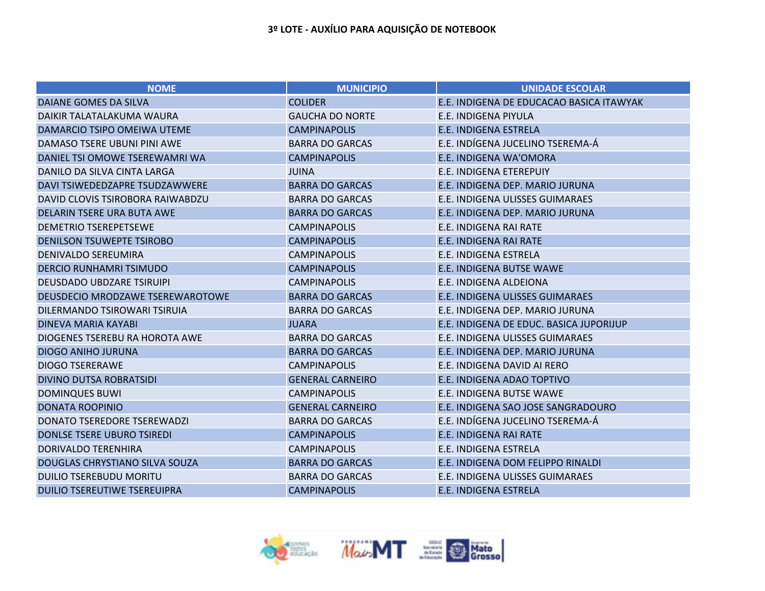**3º LOTE - AUXÍLIO PARA AQUISIÇÃO DE NOTEBOOK**

| NOME | MUNICIPIO | UNIDADE ESCOLAR |
|---|---|---|
| DAIANE GOMES DA SILVA | COLIDER | E.E. INDIGENA DE EDUCACAO BASICA ITAWYAK |
| DAIKIR TALATALAKUMA WAURA | GAUCHA DO NORTE | E.E. INDIGENA PIYULA |
| DAMARCIO TSIPO OMEIWA UTEME | CAMPINAPOLIS | E.E. INDIGENA ESTRELA |
| DAMASO TSERE UBUNI PINI AWE | BARRA DO GARCAS | E.E. INDÍGENA JUCELINO TSEREMA-Á |
| DANIEL TSI OMOWE TSEREWAMRI WA | CAMPINAPOLIS | E.E. INDIGENA WA'OMORA |
| DANILO DA SILVA CINTA LARGA | JUINA | E.E. INDIGENA ETEREPUIY |
| DAVI TSIWEDEDZAPRE TSUDZAWWERE | BARRA DO GARCAS | E.E. INDIGENA DEP. MARIO JURUNA |
| DAVID CLOVIS TSIROBORA RAIWABDZU | BARRA DO GARCAS | E.E. INDIGENA ULISSES GUIMARAES |
| DELARIN TSERE URA BUTA AWE | BARRA DO GARCAS | E.E. INDIGENA DEP. MARIO JURUNA |
| DEMETRIO TSEREPETSEWE | CAMPINAPOLIS | E.E. INDIGENA RAI RATE |
| DENILSON TSUWEPTE TSIROBO | CAMPINAPOLIS | E.E. INDIGENA RAI RATE |
| DENIVALDO SEREUMIRA | CAMPINAPOLIS | E.E. INDIGENA ESTRELA |
| DERCIO RUNHAMRI TSIMUDO | CAMPINAPOLIS | E.E. INDIGENA BUTSE WAWE |
| DEUSDADO UBDZARE TSIRUIPI | CAMPINAPOLIS | E.E. INDIGENA ALDEIONA |
| DEUSDECIO MRODZAWE TSEREWAROTOWE | BARRA DO GARCAS | E.E. INDIGENA ULISSES GUIMARAES |
| DILERMANDO TSIROWARI TSIRUIA | BARRA DO GARCAS | E.E. INDIGENA DEP. MARIO JURUNA |
| DINEVA MARIA KAYABI | JUARA | E.E. INDIGENA DE EDUC. BASICA JUPORIJUP |
| DIOGENES TSEREBU RA HOROTA AWE | BARRA DO GARCAS | E.E. INDIGENA ULISSES GUIMARAES |
| DIOGO ANIHO JURUNA | BARRA DO GARCAS | E.E. INDIGENA DEP. MARIO JURUNA |
| DIOGO TSERERAWE | CAMPINAPOLIS | E.E. INDIGENA DAVID AI RERO |
| DIVINO DUTSA ROBRATSIDI | GENERAL CARNEIRO | E.E. INDIGENA ADAO TOPTIVO |
| DOMINQUES BUWI | CAMPINAPOLIS | E.E. INDIGENA BUTSE WAWE |
| DONATA ROOPINIO | GENERAL CARNEIRO | E.E. INDIGENA SAO JOSE SANGRADOURO |
| DONATO TSEREDORE TSEREWADZI | BARRA DO GARCAS | E.E. INDÍGENA JUCELINO TSEREMA-Á |
| DONLSE TSERE UBURO TSIREDI | CAMPINAPOLIS | E.E. INDIGENA RAI RATE |
| DORIVALDO TERENHIRA | CAMPINAPOLIS | E.E. INDIGENA ESTRELA |
| DOUGLAS CHRYSTIANO SILVA SOUZA | BARRA DO GARCAS | E.E. INDIGENA DOM FELIPPO RINALDI |
| DUILIO TSEREBUDU MORITU | BARRA DO GARCAS | E.E. INDIGENA ULISSES GUIMARAES |
| DUILIO TSEREUTIWE TSEREUIPRA | CAMPINAPOLIS | E.E. INDIGENA ESTRELA |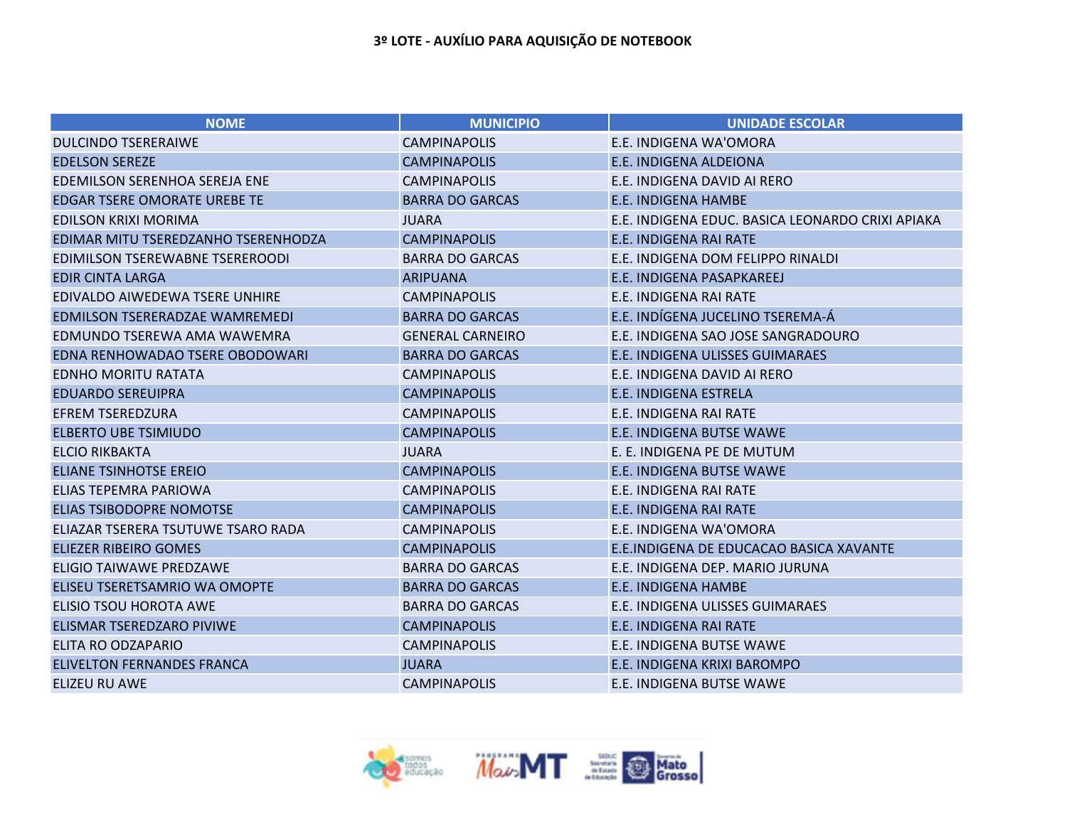**3º LOTE - AUXÍLIO PARA AQUISIÇÃO DE NOTEBOOK**

| NOME | MUNICIPIO | UNIDADE ESCOLAR |
|---|---|---|
| DULCINDO TSERERAIWE | CAMPINAPOLIS | E.E. INDIGENA WA'OMORA |
| EDELSON SEREZE | CAMPINAPOLIS | E.E. INDIGENA ALDEIONA |
| EDEMILSON SERENHOA SEREJA ENE | CAMPINAPOLIS | E.E. INDIGENA DAVID AI RERO |
| EDGAR TSERE OMORATE UREBE TE | BARRA DO GARCAS | E.E. INDIGENA HAMBE |
| EDILSON KRIXI MORIMA | JUARA | E.E. INDIGENA EDUC. BASICA LEONARDO CRIXI APIAKA |
| EDIMAR MITU TSEREDZANHO TSERENHODZA | CAMPINAPOLIS | E.E. INDIGENA RAI RATE |
| EDIMILSON TSEREWABNE TSEREROODI | BARRA DO GARCAS | E.E. INDIGENA DOM FELIPPO RINALDI |
| EDIR CINTA LARGA | ARIPUANA | E.E. INDIGENA PASAPKAREEJ |
| EDIVALDO AIWEDEWA TSERE UNHIRE | CAMPINAPOLIS | E.E. INDIGENA RAI RATE |
| EDMILSON TSERERADZAE WAMREMEDI | BARRA DO GARCAS | E.E. INDÍGENA JUCELINO TSEREMA-Á |
| EDMUNDO TSEREWA AMA WAWEMRA | GENERAL CARNEIRO | E.E. INDIGENA SAO JOSE SANGRADOURO |
| EDNA RENHOWADAO TSERE OBODOWARI | BARRA DO GARCAS | E.E. INDIGENA ULISSES GUIMARAES |
| EDNHO MORITU RATATA | CAMPINAPOLIS | E.E. INDIGENA DAVID AI RERO |
| EDUARDO SEREUIPRA | CAMPINAPOLIS | E.E. INDIGENA ESTRELA |
| EFREM TSEREDZURA | CAMPINAPOLIS | E.E. INDIGENA RAI RATE |
| ELBERTO UBE TSIMIUDO | CAMPINAPOLIS | E.E. INDIGENA BUTSE WAWE |
| ELCIO RIKBAKTA | JUARA | E. E. INDIGENA PE DE MUTUM |
| ELIANE TSINHOTSE EREIO | CAMPINAPOLIS | E.E. INDIGENA BUTSE WAWE |
| ELIAS TEPEMRA PARIOWA | CAMPINAPOLIS | E.E. INDIGENA RAI RATE |
| ELIAS TSIBODOPRE NOMOTSE | CAMPINAPOLIS | E.E. INDIGENA RAI RATE |
| ELIAZAR TSERERA TSUTUWE TSARO RADA | CAMPINAPOLIS | E.E. INDIGENA WA'OMORA |
| ELIEZER RIBEIRO GOMES | CAMPINAPOLIS | E.E.INDIGENA DE EDUCACAO BASICA XAVANTE |
| ELIGIO TAIWAWE PREDZAWE | BARRA DO GARCAS | E.E. INDIGENA DEP. MARIO JURUNA |
| ELISEU TSERETSAMRIO WA OMOPTE | BARRA DO GARCAS | E.E. INDIGENA HAMBE |
| ELISIO TSOU HOROTA AWE | BARRA DO GARCAS | E.E. INDIGENA ULISSES GUIMARAES |
| ELISMAR TSEREDZARO PIVIWE | CAMPINAPOLIS | E.E. INDIGENA RAI RATE |
| ELITA RO ODZAPARIO | CAMPINAPOLIS | E.E. INDIGENA BUTSE WAWE |
| ELIVELTON FERNANDES FRANCA | JUARA | E.E. INDIGENA KRIXI BAROMPO |
| ELIZEU RU AWE | CAMPINAPOLIS | E.E. INDIGENA BUTSE WAWE |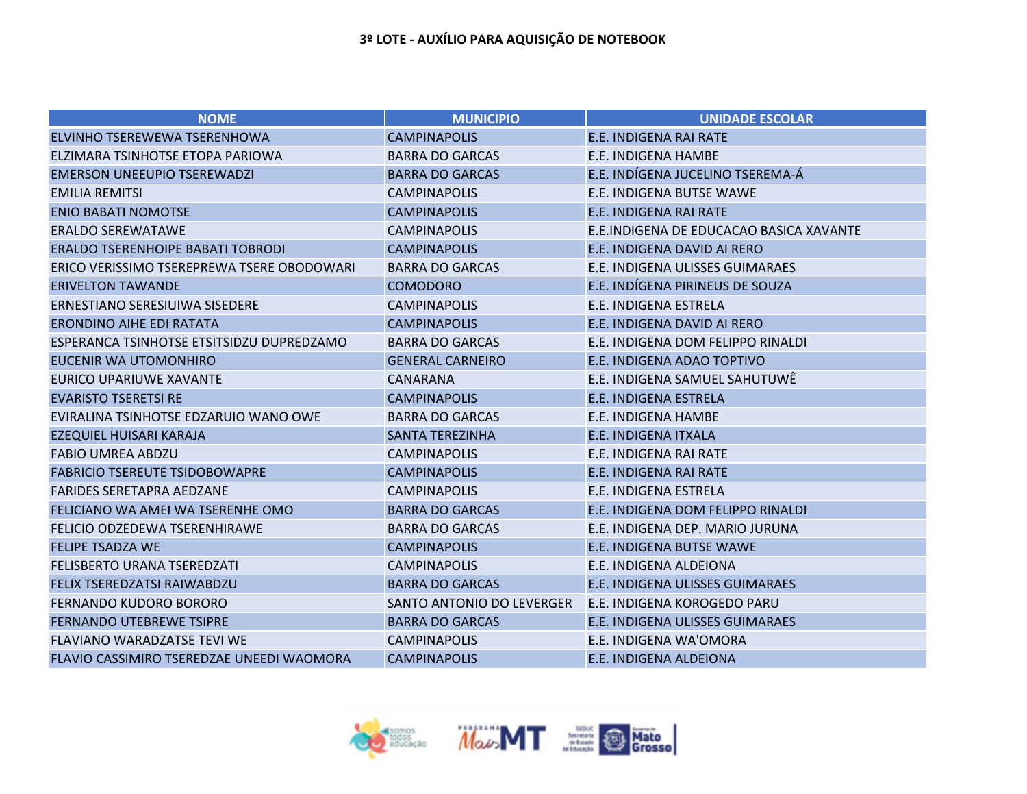**3º LOTE - AUXÍLIO PARA AQUISIÇÃO DE NOTEBOOK**

| NOME | MUNICIPIO | UNIDADE ESCOLAR |
|---|---|---|
| ELVINHO TSEREWEWA TSERENHOWA | CAMPINAPOLIS | E.E. INDIGENA RAI RATE |
| ELZIMARA TSINHOTSE ETOPA PARIOWA | BARRA DO GARCAS | E.E. INDIGENA HAMBE |
| EMERSON UNEEUPIO TSEREWADZI | BARRA DO GARCAS | E.E. INDÍGENA JUCELINO TSEREMA-Á |
| EMILIA REMITSI | CAMPINAPOLIS | E.E. INDIGENA BUTSE WAWE |
| ENIO BABATI NOMOTSE | CAMPINAPOLIS | E.E. INDIGENA RAI RATE |
| ERALDO SEREWATAWE | CAMPINAPOLIS | E.E.INDIGENA DE EDUCACAO BASICA XAVANTE |
| ERALDO TSERENHOIPE BABATI TOBRODI | CAMPINAPOLIS | E.E. INDIGENA DAVID AI RERO |
| ERICO VERISSIMO TSEREPREWA TSERE OBODOWARI | BARRA DO GARCAS | E.E. INDIGENA ULISSES GUIMARAES |
| ERIVELTON TAWANDE | COMODORO | E.E. INDÍGENA PIRINEUS DE SOUZA |
| ERNESTIANO SERESIUIWA SISEDERE | CAMPINAPOLIS | E.E. INDIGENA ESTRELA |
| ERONDINO AIHE EDI RATATA | CAMPINAPOLIS | E.E. INDIGENA DAVID AI RERO |
| ESPERANCA TSINHOTSE ETSITSIDZU DUPREDZAMO | BARRA DO GARCAS | E.E. INDIGENA DOM FELIPPO RINALDI |
| EUCENIR WA UTOMONHIRO | GENERAL CARNEIRO | E.E. INDIGENA ADAO TOPTIVO |
| EURICO UPARIUWE XAVANTE | CANARANA | E.E. INDIGENA SAMUEL SAHUTUWÊ |
| EVARISTO TSERETSI RE | CAMPINAPOLIS | E.E. INDIGENA ESTRELA |
| EVIRALINA TSINHOTSE EDZARUIO WANO OWE | BARRA DO GARCAS | E.E. INDIGENA HAMBE |
| EZEQUIEL HUISARI KARAJA | SANTA TEREZINHA | E.E. INDIGENA ITXALA |
| FABIO UMREA ABDZU | CAMPINAPOLIS | E.E. INDIGENA RAI RATE |
| FABRICIO TSEREUTE TSIDOBOWAPRE | CAMPINAPOLIS | E.E. INDIGENA RAI RATE |
| FARIDES SERETAPRA AEDZANE | CAMPINAPOLIS | E.E. INDIGENA ESTRELA |
| FELICIANO WA AMEI WA TSERENHE OMO | BARRA DO GARCAS | E.E. INDIGENA DOM FELIPPO RINALDI |
| FELICIO ODZEDEWA TSERENHIRAWE | BARRA DO GARCAS | E.E. INDIGENA DEP. MARIO JURUNA |
| FELIPE TSADZA WE | CAMPINAPOLIS | E.E. INDIGENA BUTSE WAWE |
| FELISBERTO URANA TSEREDZATI | CAMPINAPOLIS | E.E. INDIGENA ALDEIONA |
| FELIX TSEREDZATSI RAIWABDZU | BARRA DO GARCAS | E.E. INDIGENA ULISSES GUIMARAES |
| FERNANDO KUDORO BORORO | SANTO ANTONIO DO LEVERGER | E.E. INDIGENA KOROGEDO PARU |
| FERNANDO UTEBREWE TSIPRE | BARRA DO GARCAS | E.E. INDIGENA ULISSES GUIMARAES |
| FLAVIANO WARADZATSE TEVI WE | CAMPINAPOLIS | E.E. INDIGENA WA'OMORA |
| FLAVIO CASSIMIRO TSEREDZAE UNEEDI WAOMORA | CAMPINAPOLIS | E.E. INDIGENA ALDEIONA |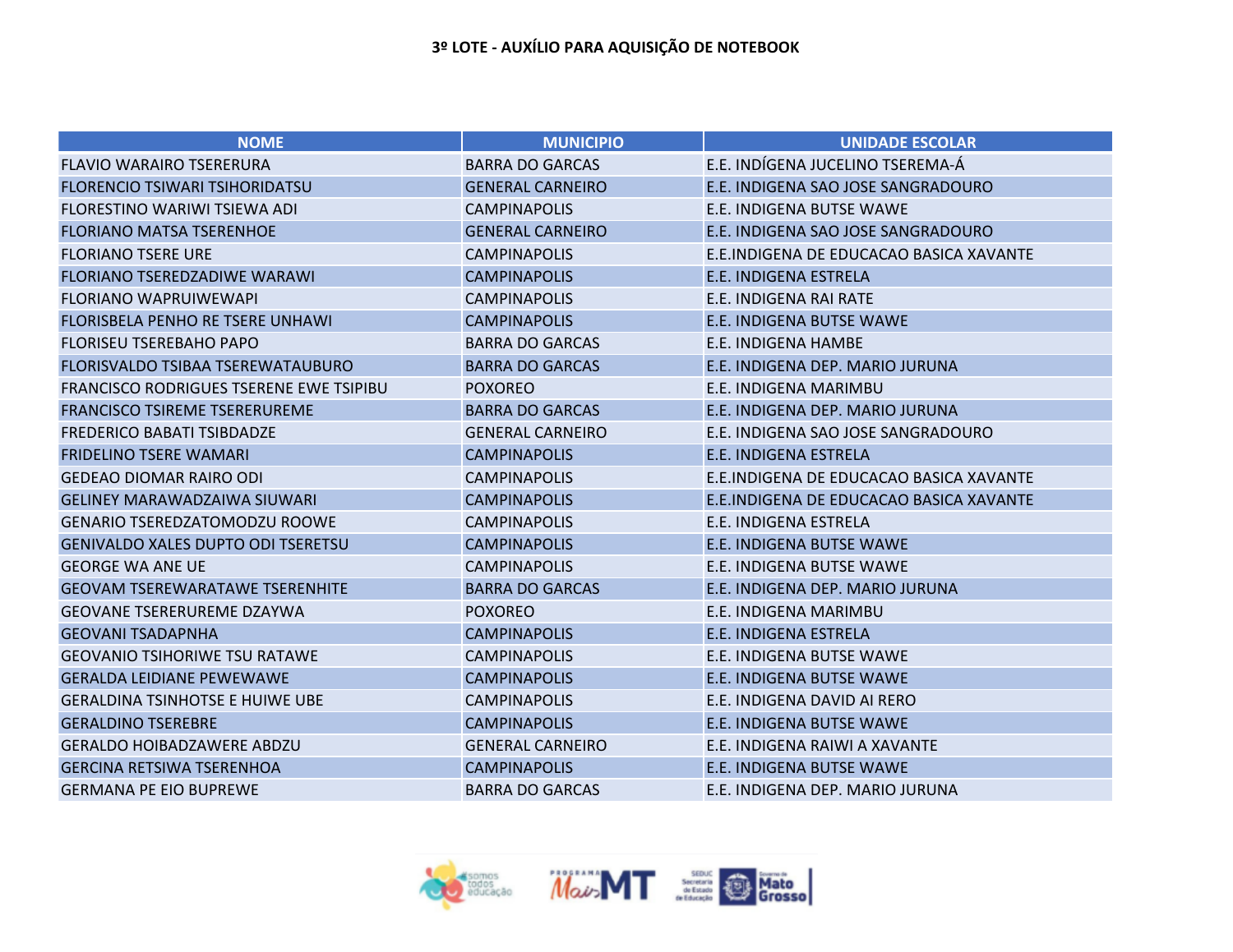**3º LOTE - AUXÍLIO PARA AQUISIÇÃO DE NOTEBOOK**

| NOME | MUNICIPIO | UNIDADE ESCOLAR |
|---|---|---|
| FLAVIO WARAIRO TSERERURA | BARRA DO GARCAS | E.E. INDÍGENA JUCELINO TSEREMA-Á |
| FLORENCIO TSIWARI TSIHORIDATSU | GENERAL CARNEIRO | E.E. INDIGENA SAO JOSE SANGRADOURO |
| FLORESTINO WARIWI TSIEWA ADI | CAMPINAPOLIS | E.E. INDIGENA BUTSE WAWE |
| FLORIANO MATSA TSERENHOE | GENERAL CARNEIRO | E.E. INDIGENA SAO JOSE SANGRADOURO |
| FLORIANO TSERE URE | CAMPINAPOLIS | E.E.INDIGENA DE EDUCACAO BASICA XAVANTE |
| FLORIANO TSEREDZADIWE WARAWI | CAMPINAPOLIS | E.E. INDIGENA ESTRELA |
| FLORIANO WAPRUIWEWAPI | CAMPINAPOLIS | E.E. INDIGENA RAI RATE |
| FLORISBELA PENHO RE TSERE UNHAWI | CAMPINAPOLIS | E.E. INDIGENA BUTSE WAWE |
| FLORISEU TSEREBAHO PAPO | BARRA DO GARCAS | E.E. INDIGENA HAMBE |
| FLORISVALDO TSIBAA TSEREWATAUBURO | BARRA DO GARCAS | E.E. INDIGENA DEP. MARIO JURUNA |
| FRANCISCO RODRIGUES TSERENE EWE TSIPIBU | POXOREO | E.E. INDIGENA MARIMBU |
| FRANCISCO TSIREME TSERERUREME | BARRA DO GARCAS | E.E. INDIGENA DEP. MARIO JURUNA |
| FREDERICO BABATI TSIBDADZE | GENERAL CARNEIRO | E.E. INDIGENA SAO JOSE SANGRADOURO |
| FRIDELINO TSERE WAMARI | CAMPINAPOLIS | E.E. INDIGENA ESTRELA |
| GEDEAO DIOMAR RAIRO ODI | CAMPINAPOLIS | E.E.INDIGENA DE EDUCACAO BASICA XAVANTE |
| GELINEY MARAWADZAIWA SIUWARI | CAMPINAPOLIS | E.E.INDIGENA DE EDUCACAO BASICA XAVANTE |
| GENARIO TSEREDZATOMODZU ROOWE | CAMPINAPOLIS | E.E. INDIGENA ESTRELA |
| GENIVALDO XALES DUPTO ODI TSERETSU | CAMPINAPOLIS | E.E. INDIGENA BUTSE WAWE |
| GEORGE WA ANE UE | CAMPINAPOLIS | E.E. INDIGENA BUTSE WAWE |
| GEOVAM TSEREWARATAWE TSERENHITE | BARRA DO GARCAS | E.E. INDIGENA DEP. MARIO JURUNA |
| GEOVANE TSERERUREME DZAYWA | POXOREO | E.E. INDIGENA MARIMBU |
| GEOVANI TSADAPNHA | CAMPINAPOLIS | E.E. INDIGENA ESTRELA |
| GEOVANIO TSIHORIWE TSU RATAWE | CAMPINAPOLIS | E.E. INDIGENA BUTSE WAWE |
| GERALDA LEIDIANE PEWEWAWE | CAMPINAPOLIS | E.E. INDIGENA BUTSE WAWE |
| GERALDINA TSINHOTSE E HUIWE UBE | CAMPINAPOLIS | E.E. INDIGENA DAVID AI RERO |
| GERALDINO TSEREBRE | CAMPINAPOLIS | E.E. INDIGENA BUTSE WAWE |
| GERALDO HOIBADZAWERE ABDZU | GENERAL CARNEIRO | E.E. INDIGENA RAIWI A XAVANTE |
| GERCINA RETSIWA TSERENHOA | CAMPINAPOLIS | E.E. INDIGENA BUTSE WAWE |
| GERMANA PE EIO BUPREWE | BARRA DO GARCAS | E.E. INDIGENA DEP. MARIO JURUNA |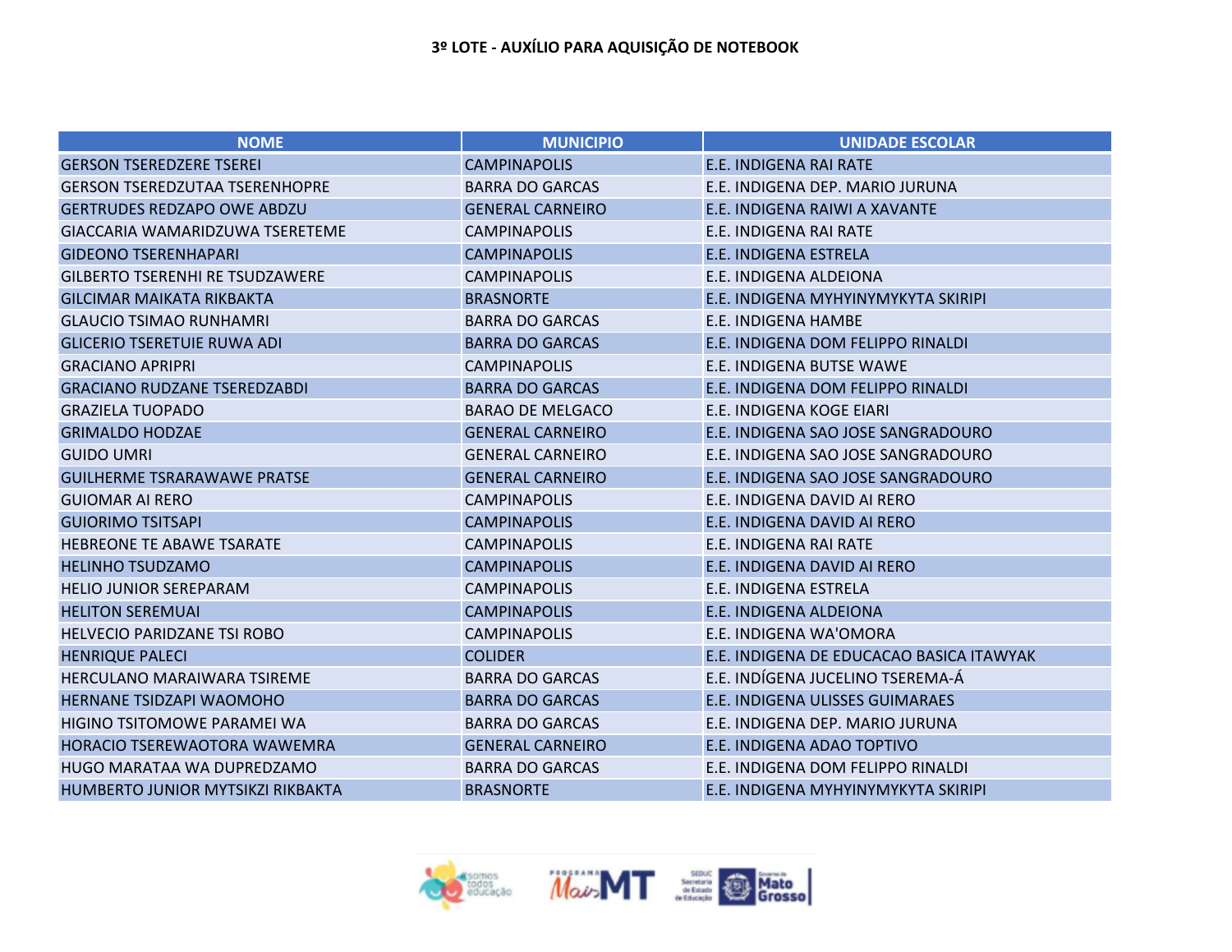**3º LOTE - AUXÍLIO PARA AQUISIÇÃO DE NOTEBOOK**

| NOME | MUNICIPIO | UNIDADE ESCOLAR |
|---|---|---|
| GERSON TSEREDZERE TSEREI | CAMPINAPOLIS | E.E. INDIGENA RAI RATE |
| GERSON TSEREDZUTAA TSERENHOPRE | BARRA DO GARCAS | E.E. INDIGENA DEP. MARIO JURUNA |
| GERTRUDES REDZAPO OWE ABDZU | GENERAL CARNEIRO | E.E. INDIGENA RAIWI A XAVANTE |
| GIACCARIA WAMARIDZUWA TSERETEME | CAMPINAPOLIS | E.E. INDIGENA RAI RATE |
| GIDEONO TSERENHAPARI | CAMPINAPOLIS | E.E. INDIGENA ESTRELA |
| GILBERTO TSERENHI RE TSUDZAWERE | CAMPINAPOLIS | E.E. INDIGENA ALDEIONA |
| GILCIMAR MAIKATA RIKBAKTA | BRASNORTE | E.E. INDIGENA MYHYINYMYKYTA SKIRIPI |
| GLAUCIO TSIMAO RUNHAMRI | BARRA DO GARCAS | E.E. INDIGENA HAMBE |
| GLICERIO TSERETUIE RUWA ADI | BARRA DO GARCAS | E.E. INDIGENA DOM FELIPPO RINALDI |
| GRACIANO APRIPRI | CAMPINAPOLIS | E.E. INDIGENA BUTSE WAWE |
| GRACIANO RUDZANE TSEREDZABDI | BARRA DO GARCAS | E.E. INDIGENA DOM FELIPPO RINALDI |
| GRAZIELA TUOPADO | BARAO DE MELGACO | E.E. INDIGENA KOGE EIARI |
| GRIMALDO HODZAE | GENERAL CARNEIRO | E.E. INDIGENA SAO JOSE SANGRADOURO |
| GUIDO UMRI | GENERAL CARNEIRO | E.E. INDIGENA SAO JOSE SANGRADOURO |
| GUILHERME TSRARAWAWE PRATSE | GENERAL CARNEIRO | E.E. INDIGENA SAO JOSE SANGRADOURO |
| GUIOMAR AI RERO | CAMPINAPOLIS | E.E. INDIGENA DAVID AI RERO |
| GUIORIMO TSITSAPI | CAMPINAPOLIS | E.E. INDIGENA DAVID AI RERO |
| HEBREONE TE ABAWE TSARATE | CAMPINAPOLIS | E.E. INDIGENA RAI RATE |
| HELINHO TSUDZAMO | CAMPINAPOLIS | E.E. INDIGENA DAVID AI RERO |
| HELIO JUNIOR SEREPARAM | CAMPINAPOLIS | E.E. INDIGENA ESTRELA |
| HELITON SEREMUAI | CAMPINAPOLIS | E.E. INDIGENA ALDEIONA |
| HELVECIO PARIDZANE TSI ROBO | CAMPINAPOLIS | E.E. INDIGENA WA'OMORA |
| HENRIQUE PALECI | COLIDER | E.E. INDIGENA DE EDUCACAO BASICA ITAWYAK |
| HERCULANO MARAIWARA TSIREME | BARRA DO GARCAS | E.E. INDÍGENA JUCELINO TSEREMA-Á |
| HERNANE TSIDZAPI WAOMOHO | BARRA DO GARCAS | E.E. INDIGENA ULISSES GUIMARAES |
| HIGINO TSITOMOWE PARAMEI WA | BARRA DO GARCAS | E.E. INDIGENA DEP. MARIO JURUNA |
| HORACIO TSEREWAOTORA WAWEMRA | GENERAL CARNEIRO | E.E. INDIGENA ADAO TOPTIVO |
| HUGO MARATAA WA DUPREDZAMO | BARRA DO GARCAS | E.E. INDIGENA DOM FELIPPO RINALDI |
| HUMBERTO JUNIOR MYTSIKZI RIKBAKTA | BRASNORTE | E.E. INDIGENA MYHYINYMYKYTA SKIRIPI |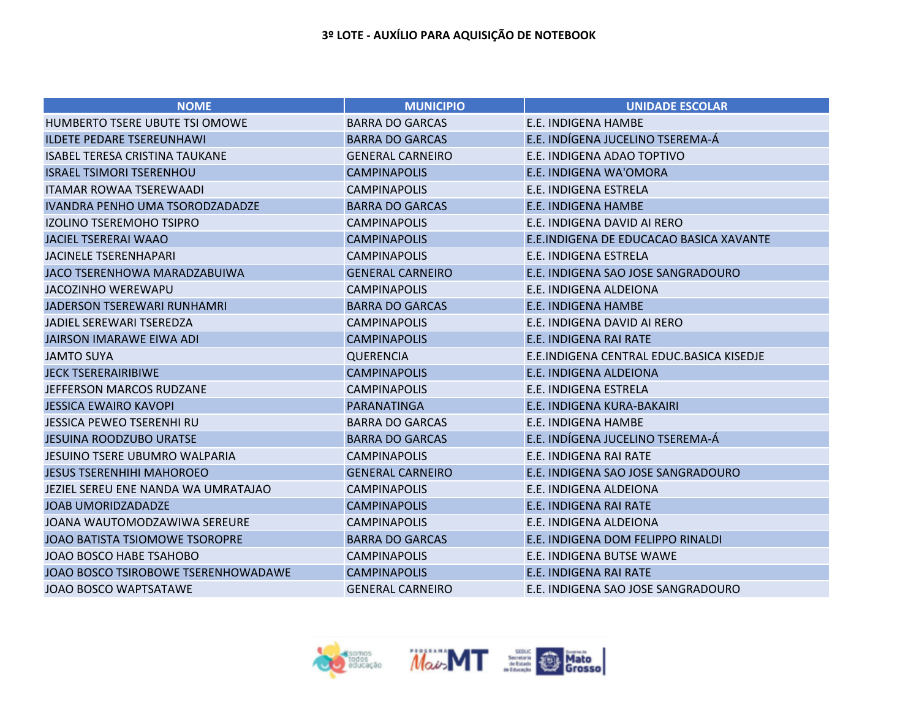**3º LOTE - AUXÍLIO PARA AQUISIÇÃO DE NOTEBOOK**

| NOME | MUNICIPIO | UNIDADE ESCOLAR |
|---|---|---|
| HUMBERTO TSERE UBUTE TSI OMOWE | BARRA DO GARCAS | E.E. INDIGENA HAMBE |
| ILDETE PEDARE TSEREUNHAWI | BARRA DO GARCAS | E.E. INDÍGENA JUCELINO TSEREMA-Á |
| ISABEL TERESA CRISTINA TAUKANE | GENERAL CARNEIRO | E.E. INDIGENA ADAO TOPTIVO |
| ISRAEL TSIMORI TSERENHOU | CAMPINAPOLIS | E.E. INDIGENA WA'OMORA |
| ITAMAR ROWAA TSEREWAADI | CAMPINAPOLIS | E.E. INDIGENA ESTRELA |
| IVANDRA PENHO UMA TSORODZADADZE | BARRA DO GARCAS | E.E. INDIGENA HAMBE |
| IZOLINO TSEREMOHO TSIPRO | CAMPINAPOLIS | E.E. INDIGENA DAVID AI RERO |
| JACIEL TSERERAI WAAO | CAMPINAPOLIS | E.E.INDIGENA DE EDUCACAO BASICA XAVANTE |
| JACINELE TSERENHAPARI | CAMPINAPOLIS | E.E. INDIGENA ESTRELA |
| JACO TSERENHOWA MARADZABUIWA | GENERAL CARNEIRO | E.E. INDIGENA SAO JOSE SANGRADOURO |
| JACOZINHO WEREWAPU | CAMPINAPOLIS | E.E. INDIGENA ALDEIONA |
| JADERSON TSEREWARI RUNHAMRI | BARRA DO GARCAS | E.E. INDIGENA HAMBE |
| JADIEL SEREWARI TSEREDZA | CAMPINAPOLIS | E.E. INDIGENA DAVID AI RERO |
| JAIRSON IMARAWE EIWA ADI | CAMPINAPOLIS | E.E. INDIGENA RAI RATE |
| JAMTO SUYA | QUERENCIA | E.E.INDIGENA CENTRAL EDUC.BASICA KISEDJE |
| JECK TSERERAIRIBIWE | CAMPINAPOLIS | E.E. INDIGENA ALDEIONA |
| JEFFERSON MARCOS RUDZANE | CAMPINAPOLIS | E.E. INDIGENA ESTRELA |
| JESSICA EWAIRO KAVOPI | PARANATINGA | E.E. INDIGENA KURA-BAKAIRI |
| JESSICA PEWEO TSERENHI RU | BARRA DO GARCAS | E.E. INDIGENA HAMBE |
| JESUINA ROODZUBO URATSE | BARRA DO GARCAS | E.E. INDÍGENA JUCELINO TSEREMA-Á |
| JESUINO TSERE UBUMRO WALPARIA | CAMPINAPOLIS | E.E. INDIGENA RAI RATE |
| JESUS TSERENHIHI MAHOROEO | GENERAL CARNEIRO | E.E. INDIGENA SAO JOSE SANGRADOURO |
| JEZIEL SEREU ENE NANDA WA UMRATAJAO | CAMPINAPOLIS | E.E. INDIGENA ALDEIONA |
| JOAB UMORIDZADADZE | CAMPINAPOLIS | E.E. INDIGENA RAI RATE |
| JOANA WAUTOMODZAWIWA SEREURE | CAMPINAPOLIS | E.E. INDIGENA ALDEIONA |
| JOAO BATISTA TSIOMOWE TSOROPRE | BARRA DO GARCAS | E.E. INDIGENA DOM FELIPPO RINALDI |
| JOAO BOSCO HABE TSAHOBO | CAMPINAPOLIS | E.E. INDIGENA BUTSE WAWE |
| JOAO BOSCO TSIROBOWE TSERENHOWADAWE | CAMPINAPOLIS | E.E. INDIGENA RAI RATE |
| JOAO BOSCO WAPTSATAWE | GENERAL CARNEIRO | E.E. INDIGENA SAO JOSE SANGRADOURO |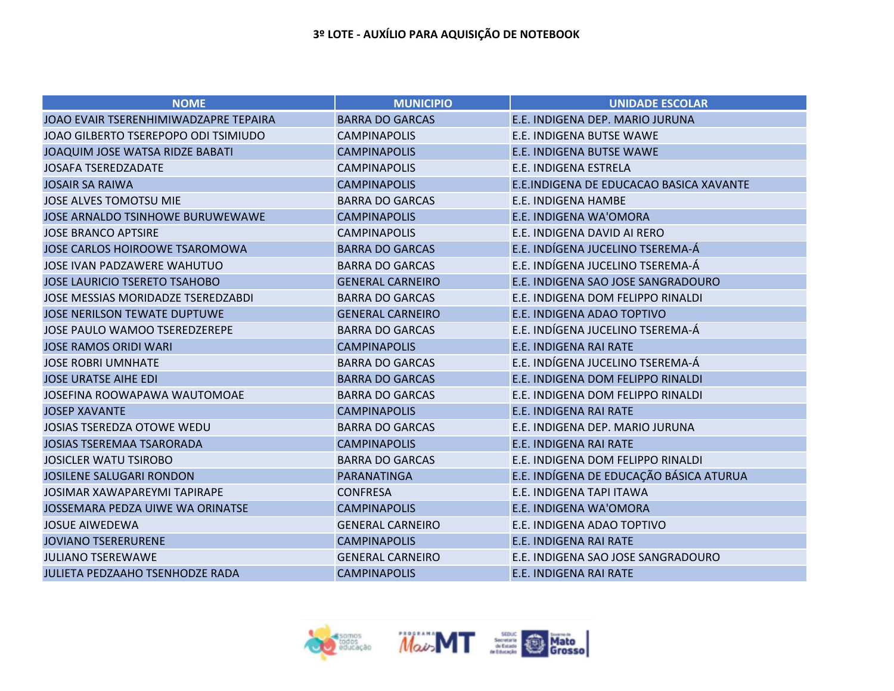**3º LOTE - AUXÍLIO PARA AQUISIÇÃO DE NOTEBOOK**

| NOME | MUNICIPIO | UNIDADE ESCOLAR |
|---|---|---|
| JOAO EVAIR TSERENHIMIWADZAPRE TEPAIRA | BARRA DO GARCAS | E.E. INDIGENA DEP. MARIO JURUNA |
| JOAO GILBERTO TSEREPOPO ODI TSIMIUDO | CAMPINAPOLIS | E.E. INDIGENA BUTSE WAWE |
| JOAQUIM JOSE WATSA RIDZE BABATI | CAMPINAPOLIS | E.E. INDIGENA BUTSE WAWE |
| JOSAFA TSEREDZADATE | CAMPINAPOLIS | E.E. INDIGENA ESTRELA |
| JOSAIR SA RAIWA | CAMPINAPOLIS | E.E.INDIGENA DE EDUCACAO BASICA XAVANTE |
| JOSE ALVES TOMOTSU MIE | BARRA DO GARCAS | E.E. INDIGENA HAMBE |
| JOSE ARNALDO TSINHOWE BURUWEWAWE | CAMPINAPOLIS | E.E. INDIGENA WA'OMORA |
| JOSE BRANCO APTSIRE | CAMPINAPOLIS | E.E. INDIGENA DAVID AI RERO |
| JOSE CARLOS HOIROOWE TSAROMOWA | BARRA DO GARCAS | E.E. INDÍGENA JUCELINO TSEREMA-Á |
| JOSE IVAN PADZAWERE WAHUTUO | BARRA DO GARCAS | E.E. INDÍGENA JUCELINO TSEREMA-Á |
| JOSE LAURICIO TSERETO TSAHOBO | GENERAL CARNEIRO | E.E. INDIGENA SAO JOSE SANGRADOURO |
| JOSE MESSIAS MORIDADZE TSEREDZABDI | BARRA DO GARCAS | E.E. INDIGENA DOM FELIPPO RINALDI |
| JOSE NERILSON TEWATE DUPTUWE | GENERAL CARNEIRO | E.E. INDIGENA ADAO TOPTIVO |
| JOSE PAULO WAMOO TSEREDZEREPE | BARRA DO GARCAS | E.E. INDÍGENA JUCELINO TSEREMA-Á |
| JOSE RAMOS ORIDI WARI | CAMPINAPOLIS | E.E. INDIGENA RAI RATE |
| JOSE ROBRI UMNHATE | BARRA DO GARCAS | E.E. INDÍGENA JUCELINO TSEREMA-Á |
| JOSE URATSE AIHE EDI | BARRA DO GARCAS | E.E. INDIGENA DOM FELIPPO RINALDI |
| JOSEFINA ROOWAPAWA WAUTOMOAE | BARRA DO GARCAS | E.E. INDIGENA DOM FELIPPO RINALDI |
| JOSEP XAVANTE | CAMPINAPOLIS | E.E. INDIGENA RAI RATE |
| JOSIAS TSEREDZA OTOWE WEDU | BARRA DO GARCAS | E.E. INDIGENA DEP. MARIO JURUNA |
| JOSIAS TSEREMAA TSARORADA | CAMPINAPOLIS | E.E. INDIGENA RAI RATE |
| JOSICLER WATU TSIROBO | BARRA DO GARCAS | E.E. INDIGENA DOM FELIPPO RINALDI |
| JOSILENE SALUGARI RONDON | PARANATINGA | E.E. INDÍGENA DE EDUCAÇÃO BÁSICA ATURUA |
| JOSIMAR XAWAPAREYMI TAPIRAPE | CONFRESA | E.E. INDIGENA TAPI ITAWA |
| JOSSEMARA PEDZA UIWE WA ORINATSE | CAMPINAPOLIS | E.E. INDIGENA WA'OMORA |
| JOSUE AIWEDEWA | GENERAL CARNEIRO | E.E. INDIGENA ADAO TOPTIVO |
| JOVIANO TSERERURENE | CAMPINAPOLIS | E.E. INDIGENA RAI RATE |
| JULIANO TSEREWAWE | GENERAL CARNEIRO | E.E. INDIGENA SAO JOSE SANGRADOURO |
| JULIETA PEDZAAHO TSENHODZE RADA | CAMPINAPOLIS | E.E. INDIGENA RAI RATE |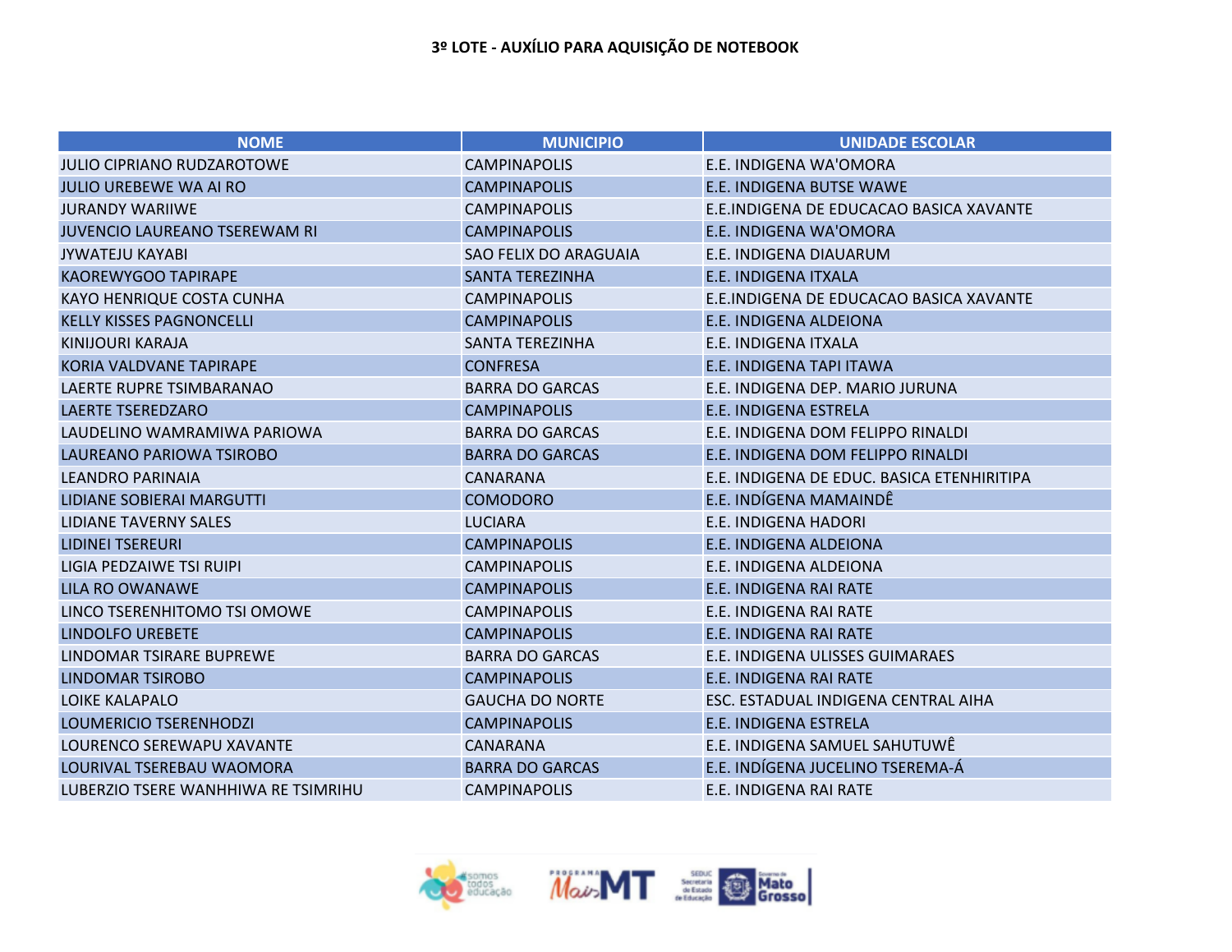# 3º LOTE - AUXÍLIO PARA AQUISIÇÃO DE NOTEBOOK

| NOME | MUNICIPIO | UNIDADE ESCOLAR |
|---|---|---|
| JULIO CIPRIANO RUDZAROTOWE | CAMPINAPOLIS | E.E. INDIGENA WA'OMORA |
| JULIO UREBEWE WA AI RO | CAMPINAPOLIS | E.E. INDIGENA BUTSE WAWE |
| JURANDY WARIIWE | CAMPINAPOLIS | E.E.INDIGENA DE EDUCACAO BASICA XAVANTE |
| JUVENCIO LAUREANO TSEREWAM RI | CAMPINAPOLIS | E.E. INDIGENA WA'OMORA |
| JYWATEJU KAYABI | SAO FELIX DO ARAGUAIA | E.E. INDIGENA DIAUARUM |
| KAOREWYGOO TAPIRAPE | SANTA TEREZINHA | E.E. INDIGENA ITXALA |
| KAYO HENRIQUE COSTA CUNHA | CAMPINAPOLIS | E.E.INDIGENA DE EDUCACAO BASICA XAVANTE |
| KELLY KISSES PAGNONCELLI | CAMPINAPOLIS | E.E. INDIGENA ALDEIONA |
| KINIJOURI KARAJA | SANTA TEREZINHA | E.E. INDIGENA ITXALA |
| KORIA VALDVANE TAPIRAPE | CONFRESA | E.E. INDIGENA TAPI ITAWA |
| LAERTE RUPRE TSIMBARANAO | BARRA DO GARCAS | E.E. INDIGENA DEP. MARIO JURUNA |
| LAERTE TSEREDZARO | CAMPINAPOLIS | E.E. INDIGENA ESTRELA |
| LAUDELINO WAMRAMIWA PARIOWA | BARRA DO GARCAS | E.E. INDIGENA DOM FELIPPO RINALDI |
| LAUREANO PARIOWA TSIROBO | BARRA DO GARCAS | E.E. INDIGENA DOM FELIPPO RINALDI |
| LEANDRO PARINAIA | CANARANA | E.E. INDIGENA DE EDUC. BASICA ETENHIRITIPA |
| LIDIANE SOBIERAI MARGUTTI | COMODORO | E.E. INDÍGENA MAMAINDÊ |
| LIDIANE TAVERNY SALES | LUCIARA | E.E. INDIGENA HADORI |
| LIDINEI TSEREURI | CAMPINAPOLIS | E.E. INDIGENA ALDEIONA |
| LIGIA PEDZAIWE TSI RUIPI | CAMPINAPOLIS | E.E. INDIGENA ALDEIONA |
| LILA RO OWANAWE | CAMPINAPOLIS | E.E. INDIGENA RAI RATE |
| LINCO TSERENHITOMO TSI OMOWE | CAMPINAPOLIS | E.E. INDIGENA RAI RATE |
| LINDOLFO UREBETE | CAMPINAPOLIS | E.E. INDIGENA RAI RATE |
| LINDOMAR TSIRARE BUPREWE | BARRA DO GARCAS | E.E. INDIGENA ULISSES GUIMARAES |
| LINDOMAR TSIROBO | CAMPINAPOLIS | E.E. INDIGENA RAI RATE |
| LOIKE KALAPALO | GAUCHA DO NORTE | ESC. ESTADUAL INDIGENA CENTRAL AIHA |
| LOUMERICIO TSERENHODZI | CAMPINAPOLIS | E.E. INDIGENA ESTRELA |
| LOURENCO SEREWAPU XAVANTE | CANARANA | E.E. INDIGENA SAMUEL SAHUTUWÊ |
| LOURIVAL TSEREBAU WAOMORA | BARRA DO GARCAS | E.E. INDÍGENA JUCELINO TSEREMA-Á |
| LUBERZIO TSERE WANHHIWA RE TSIMRIHU | CAMPINAPOLIS | E.E. INDIGENA RAI RATE |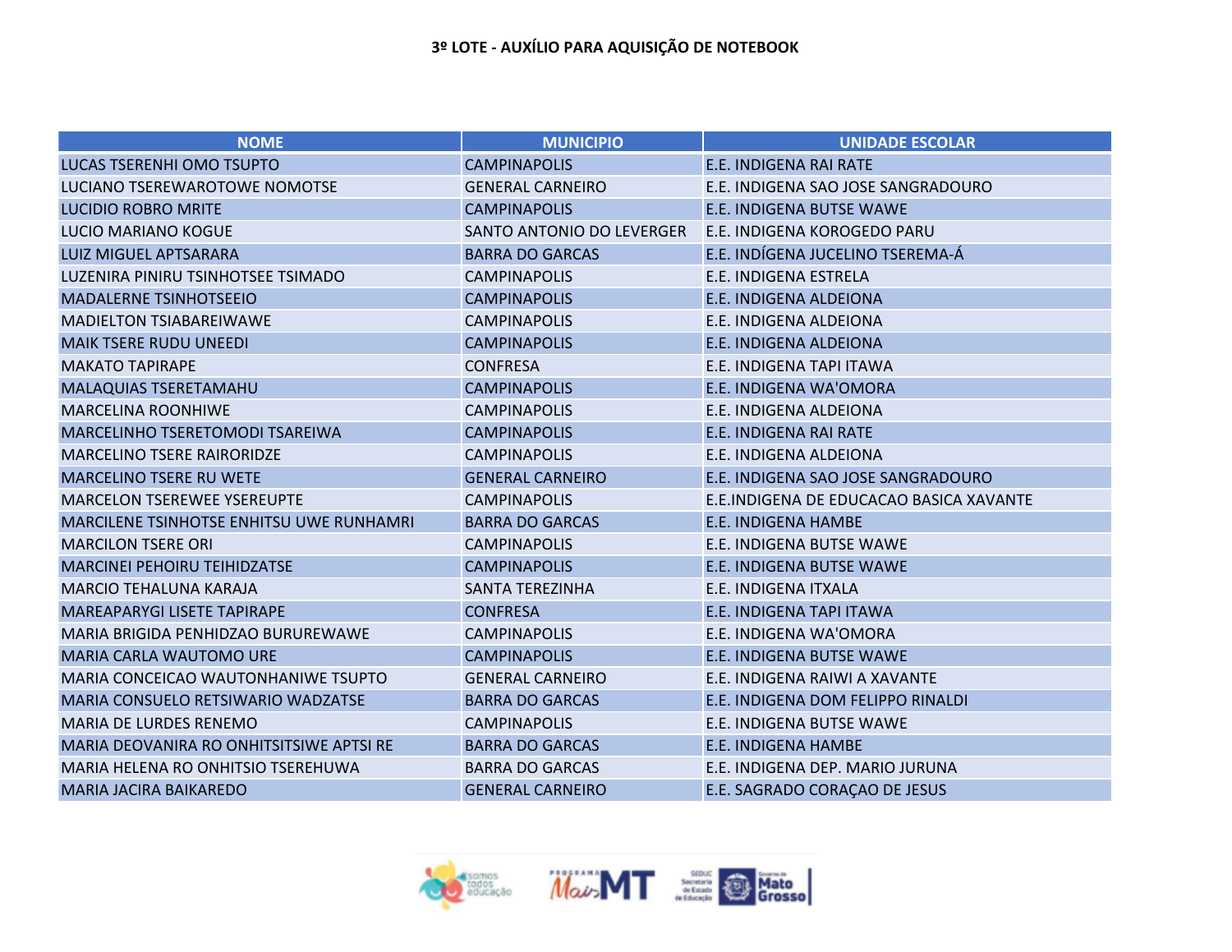**3º LOTE - AUXÍLIO PARA AQUISIÇÃO DE NOTEBOOK**

| NOME | MUNICIPIO | UNIDADE ESCOLAR |
| --- | --- | --- |
| LUCAS TSERENHI OMO TSUPTO | CAMPINAPOLIS | E.E. INDIGENA RAI RATE |
| LUCIANO TSEREWAROTOWE NOMOTSE | GENERAL CARNEIRO | E.E. INDIGENA SAO JOSE SANGRADOURO |
| LUCIDIO ROBRO MRITE | CAMPINAPOLIS | E.E. INDIGENA BUTSE WAWE |
| LUCIO MARIANO KOGUE | SANTO ANTONIO DO LEVERGER | E.E. INDIGENA KOROGEDO PARU |
| LUIZ MIGUEL APTSARARA | BARRA DO GARCAS | E.E. INDÍGENA JUCELINO TSEREMA-Á |
| LUZENIRA PINIRU TSINHOTSEE TSIMADO | CAMPINAPOLIS | E.E. INDIGENA ESTRELA |
| MADALERNE TSINHOTSEEIO | CAMPINAPOLIS | E.E. INDIGENA ALDEIONA |
| MADIELTON TSIABAREIWAWE | CAMPINAPOLIS | E.E. INDIGENA ALDEIONA |
| MAIK TSERE RUDU UNEEDI | CAMPINAPOLIS | E.E. INDIGENA ALDEIONA |
| MAKATO TAPIRAPE | CONFRESA | E.E. INDIGENA TAPI ITAWA |
| MALAQUIAS TSERETAMAHU | CAMPINAPOLIS | E.E. INDIGENA WA'OMORA |
| MARCELINA ROONHIWE | CAMPINAPOLIS | E.E. INDIGENA ALDEIONA |
| MARCELINHO TSERETOMODI TSAREIWA | CAMPINAPOLIS | E.E. INDIGENA RAI RATE |
| MARCELINO TSERE RAIRORIDZE | CAMPINAPOLIS | E.E. INDIGENA ALDEIONA |
| MARCELINO TSERE RU WETE | GENERAL CARNEIRO | E.E. INDIGENA SAO JOSE SANGRADOURO |
| MARCELON TSEREWEE YSEREUPTE | CAMPINAPOLIS | E.E.INDIGENA DE EDUCACAO BASICA XAVANTE |
| MARCILENE TSINHOTSE ENHITSU UWE RUNHAMRI | BARRA DO GARCAS | E.E. INDIGENA HAMBE |
| MARCILON TSERE ORI | CAMPINAPOLIS | E.E. INDIGENA BUTSE WAWE |
| MARCINEI PEHOIRU TEIHIDZATSE | CAMPINAPOLIS | E.E. INDIGENA BUTSE WAWE |
| MARCIO TEHALUNA KARAJA | SANTA TEREZINHA | E.E. INDIGENA ITXALA |
| MAREAPARYGI LISETE TAPIRAPE | CONFRESA | E.E. INDIGENA TAPI ITAWA |
| MARIA BRIGIDA PENHIDZAO BURUREWAWE | CAMPINAPOLIS | E.E. INDIGENA WA'OMORA |
| MARIA CARLA WAUTOMO URE | CAMPINAPOLIS | E.E. INDIGENA BUTSE WAWE |
| MARIA CONCEICAO WAUTONHANIWE TSUPTO | GENERAL CARNEIRO | E.E. INDIGENA RAIWI A XAVANTE |
| MARIA CONSUELO RETSIWARIO WADZATSE | BARRA DO GARCAS | E.E. INDIGENA DOM FELIPPO RINALDI |
| MARIA DE LURDES RENEMO | CAMPINAPOLIS | E.E. INDIGENA BUTSE WAWE |
| MARIA DEOVANIRA RO ONHITSITSIWE APTSI RE | BARRA DO GARCAS | E.E. INDIGENA HAMBE |
| MARIA HELENA RO ONHITSIO TSEREHUWA | BARRA DO GARCAS | E.E. INDIGENA DEP. MARIO JURUNA |
| MARIA JACIRA BAIKAREDO | GENERAL CARNEIRO | E.E. SAGRADO CORAÇAO DE JESUS |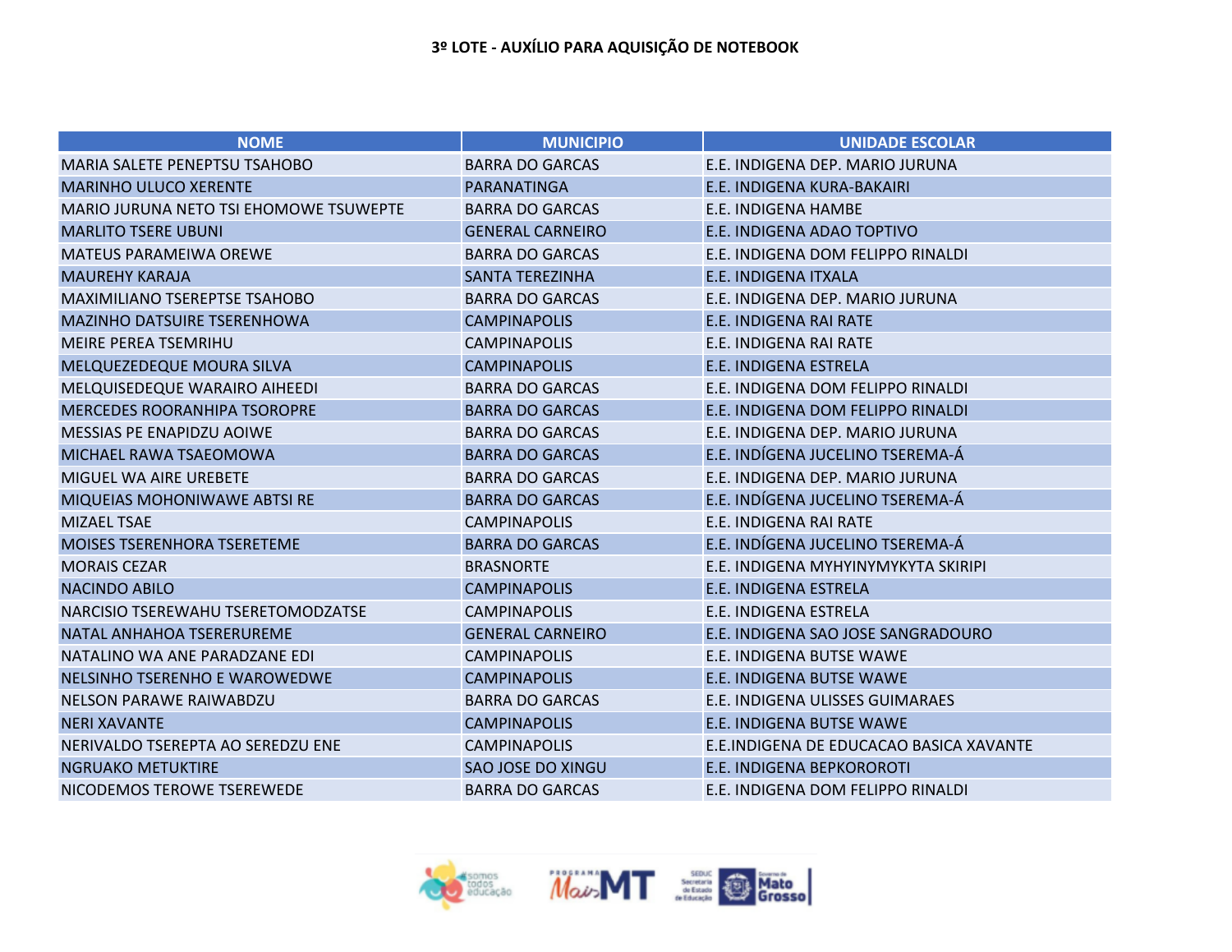### 3º LOTE - AUXÍLIO PARA AQUISIÇÃO DE NOTEBOOK

| NOME | MUNICIPIO | UNIDADE ESCOLAR |
|---|---|---|
| MARIA SALETE PENEPTSU TSAHOBO | BARRA DO GARCAS | E.E. INDIGENA DEP. MARIO JURUNA |
| MARINHO ULUCO XERENTE | PARANATINGA | E.E. INDIGENA KURA-BAKAIRI |
| MARIO JURUNA NETO TSI EHOMOWE TSUWEPTE | BARRA DO GARCAS | E.E. INDIGENA HAMBE |
| MARLITO TSERE UBUNI | GENERAL CARNEIRO | E.E. INDIGENA ADAO TOPTIVO |
| MATEUS PARAMEIWA OREWE | BARRA DO GARCAS | E.E. INDIGENA DOM FELIPPO RINALDI |
| MAUREHY KARAJA | SANTA TEREZINHA | E.E. INDIGENA ITXALA |
| MAXIMILIANO TSEREPTSE TSAHOBO | BARRA DO GARCAS | E.E. INDIGENA DEP. MARIO JURUNA |
| MAZINHO DATSUIRE TSERENHOWA | CAMPINAPOLIS | E.E. INDIGENA RAI RATE |
| MEIRE PEREA TSEMRIHU | CAMPINAPOLIS | E.E. INDIGENA RAI RATE |
| MELQUEZEDEQUE MOURA SILVA | CAMPINAPOLIS | E.E. INDIGENA ESTRELA |
| MELQUISEDEQUE WARAIRO AIHEEDI | BARRA DO GARCAS | E.E. INDIGENA DOM FELIPPO RINALDI |
| MERCEDES ROORANHIPA TSOROPRE | BARRA DO GARCAS | E.E. INDIGENA DOM FELIPPO RINALDI |
| MESSIAS PE ENAPIDZU AOIWE | BARRA DO GARCAS | E.E. INDIGENA DEP. MARIO JURUNA |
| MICHAEL RAWA TSAEOMOWA | BARRA DO GARCAS | E.E. INDÍGENA JUCELINO TSEREMA-Á |
| MIGUEL WA AIRE UREBETE | BARRA DO GARCAS | E.E. INDIGENA DEP. MARIO JURUNA |
| MIQUEIAS MOHONIWAWE ABTSI RE | BARRA DO GARCAS | E.E. INDÍGENA JUCELINO TSEREMA-Á |
| MIZAEL TSAE | CAMPINAPOLIS | E.E. INDIGENA RAI RATE |
| MOISES TSERENHORA TSERETEME | BARRA DO GARCAS | E.E. INDÍGENA JUCELINO TSEREMA-Á |
| MORAIS CEZAR | BRASNORTE | E.E. INDIGENA MYHYINYMYKYTA SKIRIPI |
| NACINDO ABILO | CAMPINAPOLIS | E.E. INDIGENA ESTRELA |
| NARCISIO TSEREWAHU TSERETOMODZATSE | CAMPINAPOLIS | E.E. INDIGENA ESTRELA |
| NATAL ANHAHOA TSERERUREME | GENERAL CARNEIRO | E.E. INDIGENA SAO JOSE SANGRADOURO |
| NATALINO WA ANE PARADZANE EDI | CAMPINAPOLIS | E.E. INDIGENA BUTSE WAWE |
| NELSINHO TSERENHO E WAROWEDWE | CAMPINAPOLIS | E.E. INDIGENA BUTSE WAWE |
| NELSON PARAWE RAIWABDZU | BARRA DO GARCAS | E.E. INDIGENA ULISSES GUIMARAES |
| NERI XAVANTE | CAMPINAPOLIS | E.E. INDIGENA BUTSE WAWE |
| NERIVALDO TSEREPTA AO SEREDZU ENE | CAMPINAPOLIS | E.E.INDIGENA DE EDUCACAO BASICA XAVANTE |
| NGRUAKO METUKTIRE | SAO JOSE DO XINGU | E.E. INDIGENA BEPKOROROTI |
| NICODEMOS TEROWE TSEREWEDE | BARRA DO GARCAS | E.E. INDIGENA DOM FELIPPO RINALDI |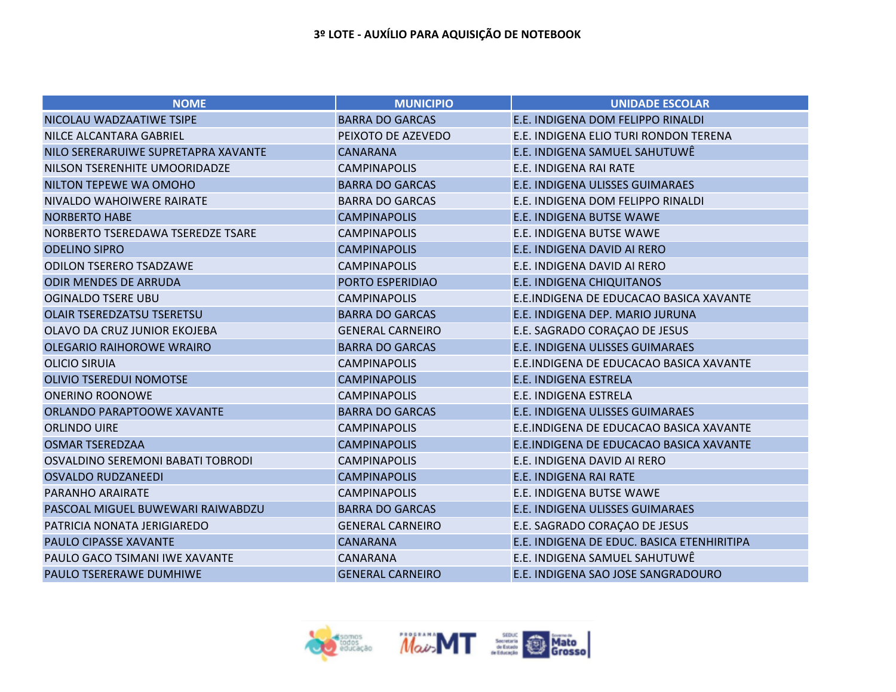**3º LOTE - AUXÍLIO PARA AQUISIÇÃO DE NOTEBOOK**

| NOME | MUNICIPIO | UNIDADE ESCOLAR |
|---|---|---|
| NICOLAU WADZAATIWE TSIPE | BARRA DO GARCAS | E.E. INDIGENA DOM FELIPPO RINALDI |
| NILCE ALCANTARA GABRIEL | PEIXOTO DE AZEVEDO | E.E. INDIGENA ELIO TURI RONDON TERENA |
| NILO SERERARUIWE SUPRETAPRA XAVANTE | CANARANA | E.E. INDIGENA SAMUEL SAHUTUWÊ |
| NILSON TSERENHITE UMOORIDADZE | CAMPINAPOLIS | E.E. INDIGENA RAI RATE |
| NILTON TEPEWE WA OMOHO | BARRA DO GARCAS | E.E. INDIGENA ULISSES GUIMARAES |
| NIVALDO WAHOIWERE RAIRATE | BARRA DO GARCAS | E.E. INDIGENA DOM FELIPPO RINALDI |
| NORBERTO HABE | CAMPINAPOLIS | E.E. INDIGENA BUTSE WAWE |
| NORBERTO TSEREDAWA TSEREDZE TSARE | CAMPINAPOLIS | E.E. INDIGENA BUTSE WAWE |
| ODELINO SIPRO | CAMPINAPOLIS | E.E. INDIGENA DAVID AI RERO |
| ODILON TSERERO TSADZAWE | CAMPINAPOLIS | E.E. INDIGENA DAVID AI RERO |
| ODIR MENDES DE ARRUDA | PORTO ESPERIDIAO | E.E. INDIGENA CHIQUITANOS |
| OGINALDO TSERE UBU | CAMPINAPOLIS | E.E.INDIGENA DE EDUCACAO BASICA XAVANTE |
| OLAIR TSEREDZATSU TSERETSU | BARRA DO GARCAS | E.E. INDIGENA DEP. MARIO JURUNA |
| OLAVO DA CRUZ JUNIOR EKOJEBA | GENERAL CARNEIRO | E.E. SAGRADO CORAÇAO DE JESUS |
| OLEGARIO RAIHOROWE WRAIRO | BARRA DO GARCAS | E.E. INDIGENA ULISSES GUIMARAES |
| OLICIO SIRUIA | CAMPINAPOLIS | E.E.INDIGENA DE EDUCACAO BASICA XAVANTE |
| OLIVIO TSEREDUI NOMOTSE | CAMPINAPOLIS | E.E. INDIGENA ESTRELA |
| ONERINO ROONOWE | CAMPINAPOLIS | E.E. INDIGENA ESTRELA |
| ORLANDO PARAPTOOWE XAVANTE | BARRA DO GARCAS | E.E. INDIGENA ULISSES GUIMARAES |
| ORLINDO UIRE | CAMPINAPOLIS | E.E.INDIGENA DE EDUCACAO BASICA XAVANTE |
| OSMAR TSEREDZAA | CAMPINAPOLIS | E.E.INDIGENA DE EDUCACAO BASICA XAVANTE |
| OSVALDINO SEREMONI BABATI TOBRODI | CAMPINAPOLIS | E.E. INDIGENA DAVID AI RERO |
| OSVALDO RUDZANEEDI | CAMPINAPOLIS | E.E. INDIGENA RAI RATE |
| PARANHO ARAIRATE | CAMPINAPOLIS | E.E. INDIGENA BUTSE WAWE |
| PASCOAL MIGUEL BUWEWARI RAIWABDZU | BARRA DO GARCAS | E.E. INDIGENA ULISSES GUIMARAES |
| PATRICIA NONATA JERIGIAREDO | GENERAL CARNEIRO | E.E. SAGRADO CORAÇAO DE JESUS |
| PAULO CIPASSE XAVANTE | CANARANA | E.E. INDIGENA DE EDUC. BASICA ETENHIRITIPA |
| PAULO GACO TSIMANI IWE XAVANTE | CANARANA | E.E. INDIGENA SAMUEL SAHUTUWÊ |
| PAULO TSERERAWE DUMHIWE | GENERAL CARNEIRO | E.E. INDIGENA SAO JOSE SANGRADOURO |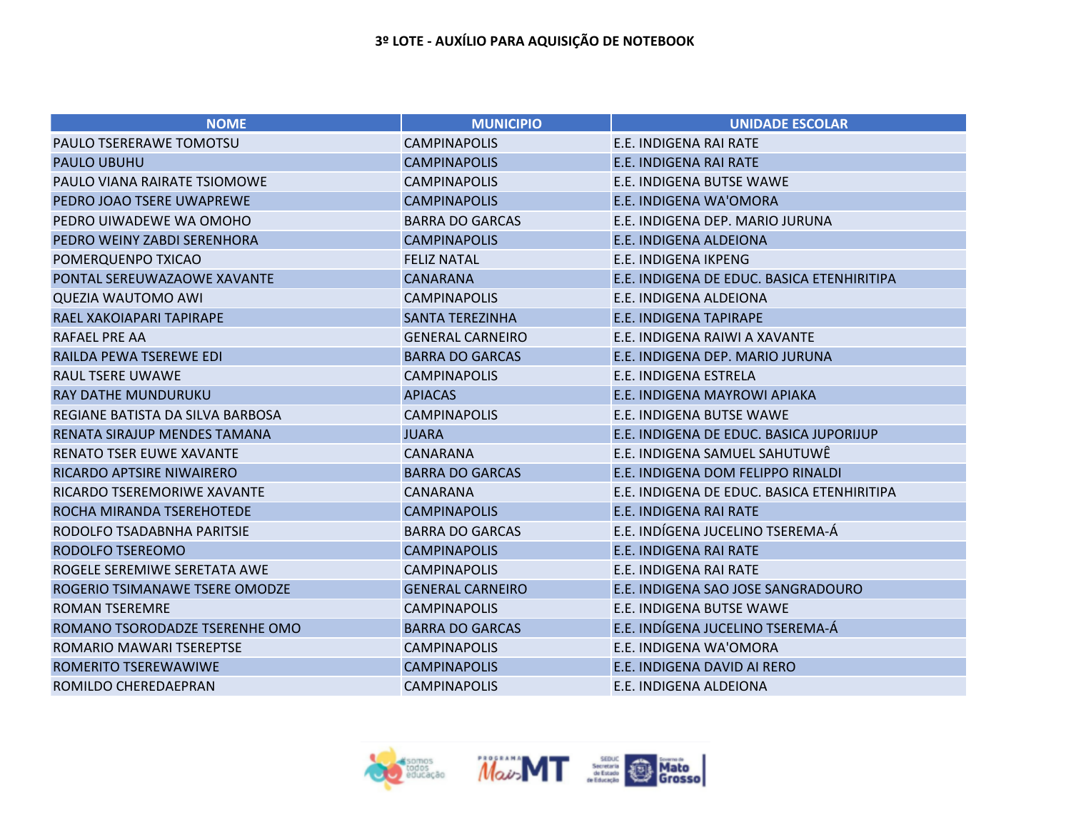**3º LOTE - AUXÍLIO PARA AQUISIÇÃO DE NOTEBOOK**

| NOME | MUNICIPIO | UNIDADE ESCOLAR |
|---|---|---|
| PAULO TSERERAWE TOMOTSU | CAMPINAPOLIS | E.E. INDIGENA RAI RATE |
| PAULO UBUHU | CAMPINAPOLIS | E.E. INDIGENA RAI RATE |
| PAULO VIANA RAIRATE TSIOMOWE | CAMPINAPOLIS | E.E. INDIGENA BUTSE WAWE |
| PEDRO JOAO TSERE UWAPREWE | CAMPINAPOLIS | E.E. INDIGENA WA'OMORA |
| PEDRO UIWADEWE WA OMOHO | BARRA DO GARCAS | E.E. INDIGENA DEP. MARIO JURUNA |
| PEDRO WEINY ZABDI SERENHORA | CAMPINAPOLIS | E.E. INDIGENA ALDEIONA |
| POMERQUENPO TXICAO | FELIZ NATAL | E.E. INDIGENA IKPENG |
| PONTAL SEREUWAZAOWE XAVANTE | CANARANA | E.E. INDIGENA DE EDUC. BASICA ETENHIRITIPA |
| QUEZIA WAUTOMO AWI | CAMPINAPOLIS | E.E. INDIGENA ALDEIONA |
| RAEL XAKOIAPARI TAPIRAPE | SANTA TEREZINHA | E.E. INDIGENA TAPIRAPE |
| RAFAEL PRE AA | GENERAL CARNEIRO | E.E. INDIGENA RAIWI A XAVANTE |
| RAILDA PEWA TSEREWE EDI | BARRA DO GARCAS | E.E. INDIGENA DEP. MARIO JURUNA |
| RAUL TSERE UWAWE | CAMPINAPOLIS | E.E. INDIGENA ESTRELA |
| RAY DATHE MUNDURUKU | APIACAS | E.E. INDIGENA MAYROWI APIAKA |
| REGIANE BATISTA DA SILVA BARBOSA | CAMPINAPOLIS | E.E. INDIGENA BUTSE WAWE |
| RENATA SIRAJUP MENDES TAMANA | JUARA | E.E. INDIGENA DE EDUC. BASICA JUPORIJUP |
| RENATO TSER EUWE XAVANTE | CANARANA | E.E. INDIGENA SAMUEL SAHUTUWÊ |
| RICARDO APTSIRE NIWAIRERO | BARRA DO GARCAS | E.E. INDIGENA DOM FELIPPO RINALDI |
| RICARDO TSEREMORIWE XAVANTE | CANARANA | E.E. INDIGENA DE EDUC. BASICA ETENHIRITIPA |
| ROCHA MIRANDA TSEREHOTEDE | CAMPINAPOLIS | E.E. INDIGENA RAI RATE |
| RODOLFO TSADABNHA PARITSIE | BARRA DO GARCAS | E.E. INDÍGENA JUCELINO TSEREMA-Á |
| RODOLFO TSEREOMO | CAMPINAPOLIS | E.E. INDIGENA RAI RATE |
| ROGELE SEREMIWE SERETATA AWE | CAMPINAPOLIS | E.E. INDIGENA RAI RATE |
| ROGERIO TSIMANAWE TSERE OMODZE | GENERAL CARNEIRO | E.E. INDIGENA SAO JOSE SANGRADOURO |
| ROMAN TSEREMRE | CAMPINAPOLIS | E.E. INDIGENA BUTSE WAWE |
| ROMANO TSORODADZE TSERENHE OMO | BARRA DO GARCAS | E.E. INDÍGENA JUCELINO TSEREMA-Á |
| ROMARIO MAWARI TSEREPTSE | CAMPINAPOLIS | E.E. INDIGENA WA'OMORA |
| ROMERITO TSEREWAWIWE | CAMPINAPOLIS | E.E. INDIGENA DAVID AI RERO |
| ROMILDO CHEREDAEPRAN | CAMPINAPOLIS | E.E. INDIGENA ALDEIONA |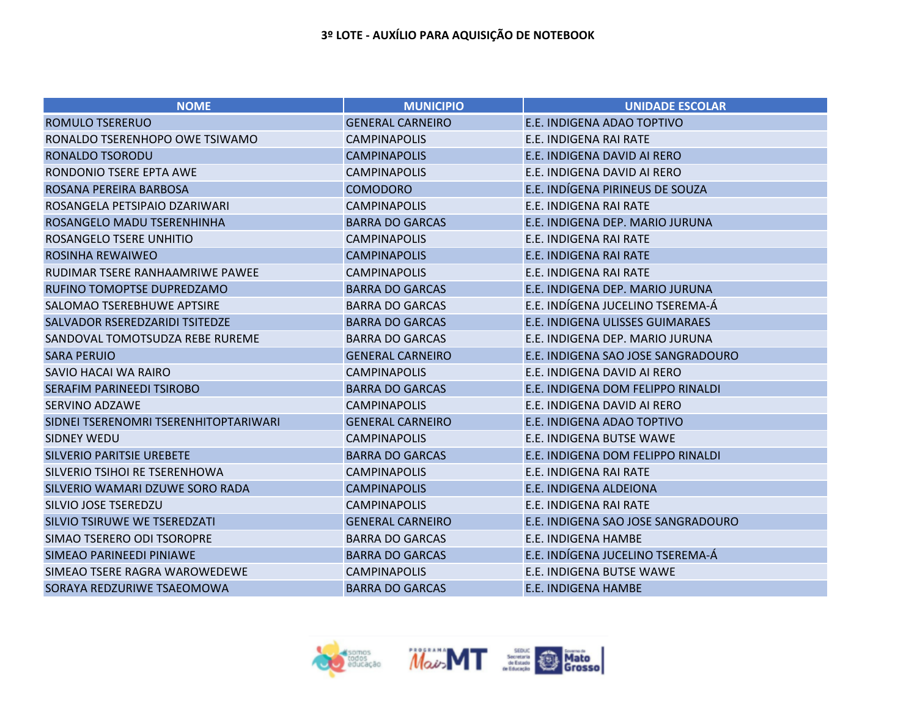**3º LOTE - AUXÍLIO PARA AQUISIÇÃO DE NOTEBOOK**

| NOME | MUNICIPIO | UNIDADE ESCOLAR |
|---|---|---|
| ROMULO TSERERUO | GENERAL CARNEIRO | E.E. INDIGENA ADAO TOPTIVO |
| RONALDO TSERENHOPO OWE TSIWAMO | CAMPINAPOLIS | E.E. INDIGENA RAI RATE |
| RONALDO TSORODU | CAMPINAPOLIS | E.E. INDIGENA DAVID AI RERO |
| RONDONIO TSERE EPTA AWE | CAMPINAPOLIS | E.E. INDIGENA DAVID AI RERO |
| ROSANA PEREIRA BARBOSA | COMODORO | E.E. INDÍGENA PIRINEUS DE SOUZA |
| ROSANGELA PETSIPAIO DZARIWARI | CAMPINAPOLIS | E.E. INDIGENA RAI RATE |
| ROSANGELO MADU TSERENHINHA | BARRA DO GARCAS | E.E. INDIGENA DEP. MARIO JURUNA |
| ROSANGELO TSERE UNHITIO | CAMPINAPOLIS | E.E. INDIGENA RAI RATE |
| ROSINHA REWAIWEO | CAMPINAPOLIS | E.E. INDIGENA RAI RATE |
| RUDIMAR TSERE RANHAAMRIWE PAWEE | CAMPINAPOLIS | E.E. INDIGENA RAI RATE |
| RUFINO TOMOPTSE DUPREDZAMO | BARRA DO GARCAS | E.E. INDIGENA DEP. MARIO JURUNA |
| SALOMAO TSEREBHUWE APTSIRE | BARRA DO GARCAS | E.E. INDÍGENA JUCELINO TSEREMA-Á |
| SALVADOR RSEREDZARIDI TSITEDZE | BARRA DO GARCAS | E.E. INDIGENA ULISSES GUIMARAES |
| SANDOVAL TOMOTSUDZA REBE RUREME | BARRA DO GARCAS | E.E. INDIGENA DEP. MARIO JURUNA |
| SARA PERUIO | GENERAL CARNEIRO | E.E. INDIGENA SAO JOSE SANGRADOURO |
| SAVIO HACAI WA RAIRO | CAMPINAPOLIS | E.E. INDIGENA DAVID AI RERO |
| SERAFIM PARINEEDI TSIROBO | BARRA DO GARCAS | E.E. INDIGENA DOM FELIPPO RINALDI |
| SERVINO ADZAWE | CAMPINAPOLIS | E.E. INDIGENA DAVID AI RERO |
| SIDNEI TSERENOMRI TSERENHITOPTARIWARI | GENERAL CARNEIRO | E.E. INDIGENA ADAO TOPTIVO |
| SIDNEY WEDU | CAMPINAPOLIS | E.E. INDIGENA BUTSE WAWE |
| SILVERIO PARITSIE UREBETE | BARRA DO GARCAS | E.E. INDIGENA DOM FELIPPO RINALDI |
| SILVERIO TSIHOI RE TSERENHOWA | CAMPINAPOLIS | E.E. INDIGENA RAI RATE |
| SILVERIO WAMARI DZUWE SORO RADA | CAMPINAPOLIS | E.E. INDIGENA ALDEIONA |
| SILVIO JOSE TSEREDZU | CAMPINAPOLIS | E.E. INDIGENA RAI RATE |
| SILVIO TSIRUWE WE TSEREDZATI | GENERAL CARNEIRO | E.E. INDIGENA SAO JOSE SANGRADOURO |
| SIMAO TSERERO ODI TSOROPRE | BARRA DO GARCAS | E.E. INDIGENA HAMBE |
| SIMEAO PARINEEDI PINIAWE | BARRA DO GARCAS | E.E. INDÍGENA JUCELINO TSEREMA-Á |
| SIMEAO TSERE RAGRA WAROWEDEWE | CAMPINAPOLIS | E.E. INDIGENA BUTSE WAWE |
| SORAYA REDZURIWE TSAEOMOWA | BARRA DO GARCAS | E.E. INDIGENA HAMBE |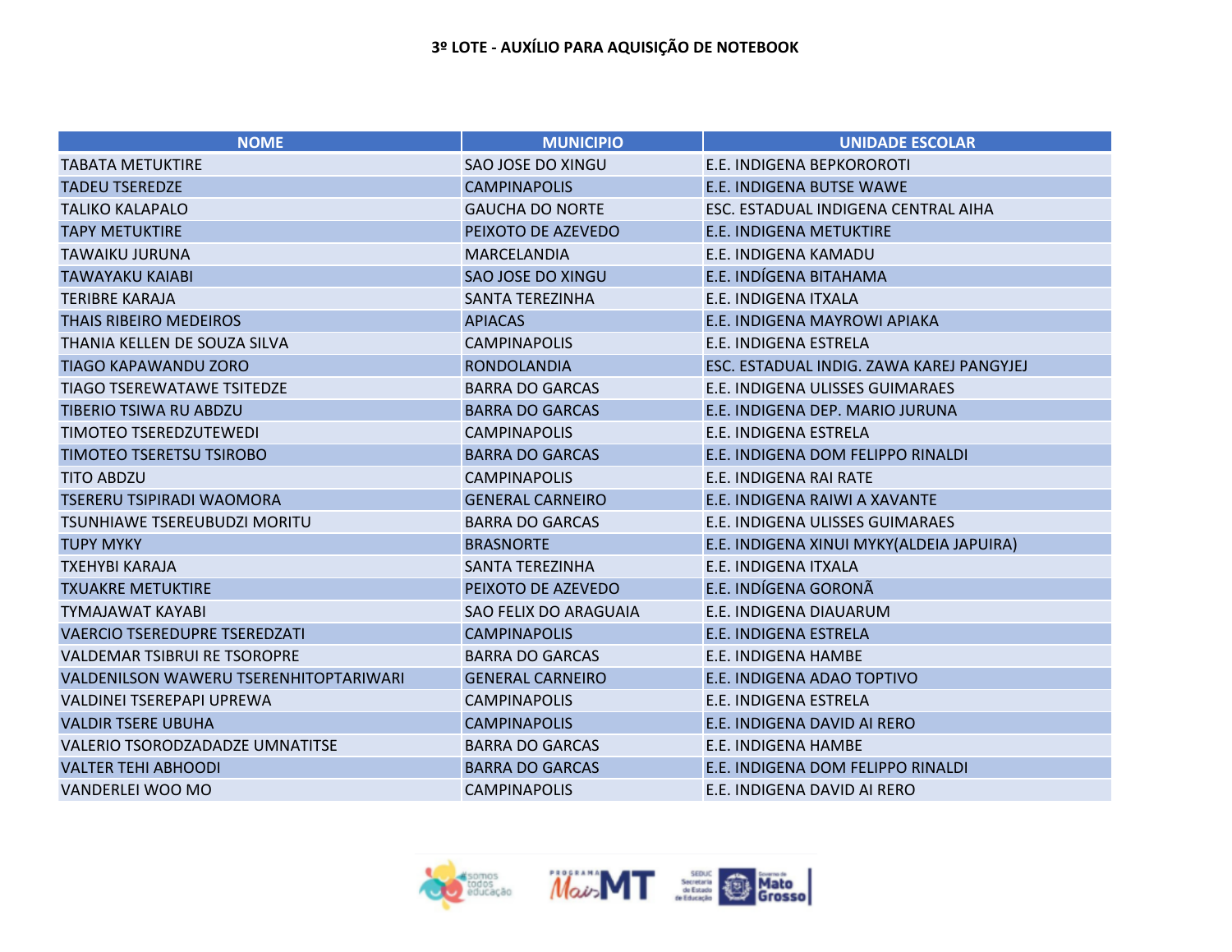**3º LOTE - AUXÍLIO PARA AQUISIÇÃO DE NOTEBOOK**

| NOME | MUNICIPIO | UNIDADE ESCOLAR |
|---|---|---|
| TABATA METUKTIRE | SAO JOSE DO XINGU | E.E. INDIGENA BEPKORORoti |
| TADEU TSEREDZE | CAMPINAPOLIS | E.E. INDIGENA BUTSE WAWE |
| TALIKO KALAPALO | GAUCHA DO NORTE | ESC. ESTADUAL INDIGENA CENTRAL AIHA |
| TAPY METUKTIRE | PEIXOTO DE AZEVEDO | E.E. INDIGENA METUKTIRE |
| TAWAIKU JURUNA | MARCELANDIA | E.E. INDIGENA KAMADU |
| TAWAYAKU KAIABI | SAO JOSE DO XINGU | E.E. INDÍGENA BITAHAMA |
| TERIBRE KARAJA | SANTA TEREZINHA | E.E. INDIGENA ITXALA |
| THAIS RIBEIRO MEDEIROS | APIACAS | E.E. INDIGENA MAYROWI APIAKA |
| THANIA KELLEN DE SOUZA SILVA | CAMPINAPOLIS | E.E. INDIGENA ESTRELA |
| TIAGO KAPAWANDU ZORO | RONDOLANDIA | ESC. ESTADUAL INDIG. ZAWA KAREJ PANGYJEJ |
| TIAGO TSEREWATAWE TSITEDZE | BARRA DO GARCAS | E.E. INDIGENA ULISSES GUIMARAES |
| TIBERIO TSIWA RU ABDZU | BARRA DO GARCAS | E.E. INDIGENA DEP. MARIO JURUNA |
| TIMOTEO TSEREDZUTEWEDI | CAMPINAPOLIS | E.E. INDIGENA ESTRELA |
| TIMOTEO TSERETSU TSIROBO | BARRA DO GARCAS | E.E. INDIGENA DOM FELIPPO RINALDI |
| TITO ABDZU | CAMPINAPOLIS | E.E. INDIGENA RAI RATE |
| TSERERU TSIPIRADI WAOMORA | GENERAL CARNEIRO | E.E. INDIGENA RAIWI A XAVANTE |
| TSUNHIAWE TSEREUBUDZI MORITU | BARRA DO GARCAS | E.E. INDIGENA ULISSES GUIMARAES |
| TUPY MYKY | BRASNORTE | E.E. INDIGENA XINUI MYKY(ALDEIA JAPUIRA) |
| TXEHYBI KARAJA | SANTA TEREZINHA | E.E. INDIGENA ITXALA |
| TXUAKRE METUKTIRE | PEIXOTO DE AZEVEDO | E.E. INDÍGENA GORONÃ |
| TYMAJAWAT KAYABI | SAO FELIX DO ARAGUAIA | E.E. INDIGENA DIAUARUM |
| VAERCIO TSEREDUPRE TSEREDZATI | CAMPINAPOLIS | E.E. INDIGENA ESTRELA |
| VALDEMAR TSIBRUI RE TSOROPRE | BARRA DO GARCAS | E.E. INDIGENA HAMBE |
| VALDENILSON WAWERU TSERENHITOPTARIWARI | GENERAL CARNEIRO | E.E. INDIGENA ADAO TOPTIVO |
| VALDINEI TSEREPAPI UPREWA | CAMPINAPOLIS | E.E. INDIGENA ESTRELA |
| VALDIR TSERE UBUHA | CAMPINAPOLIS | E.E. INDIGENA DAVID AI RERO |
| VALERIO TSORODZADADZE UMNATITSE | BARRA DO GARCAS | E.E. INDIGENA HAMBE |
| VALTER TEHI ABHOODI | BARRA DO GARCAS | E.E. INDIGENA DOM FELIPPO RINALDI |
| VANDERLEI WOO MO | CAMPINAPOLIS | E.E. INDIGENA DAVID AI RERO |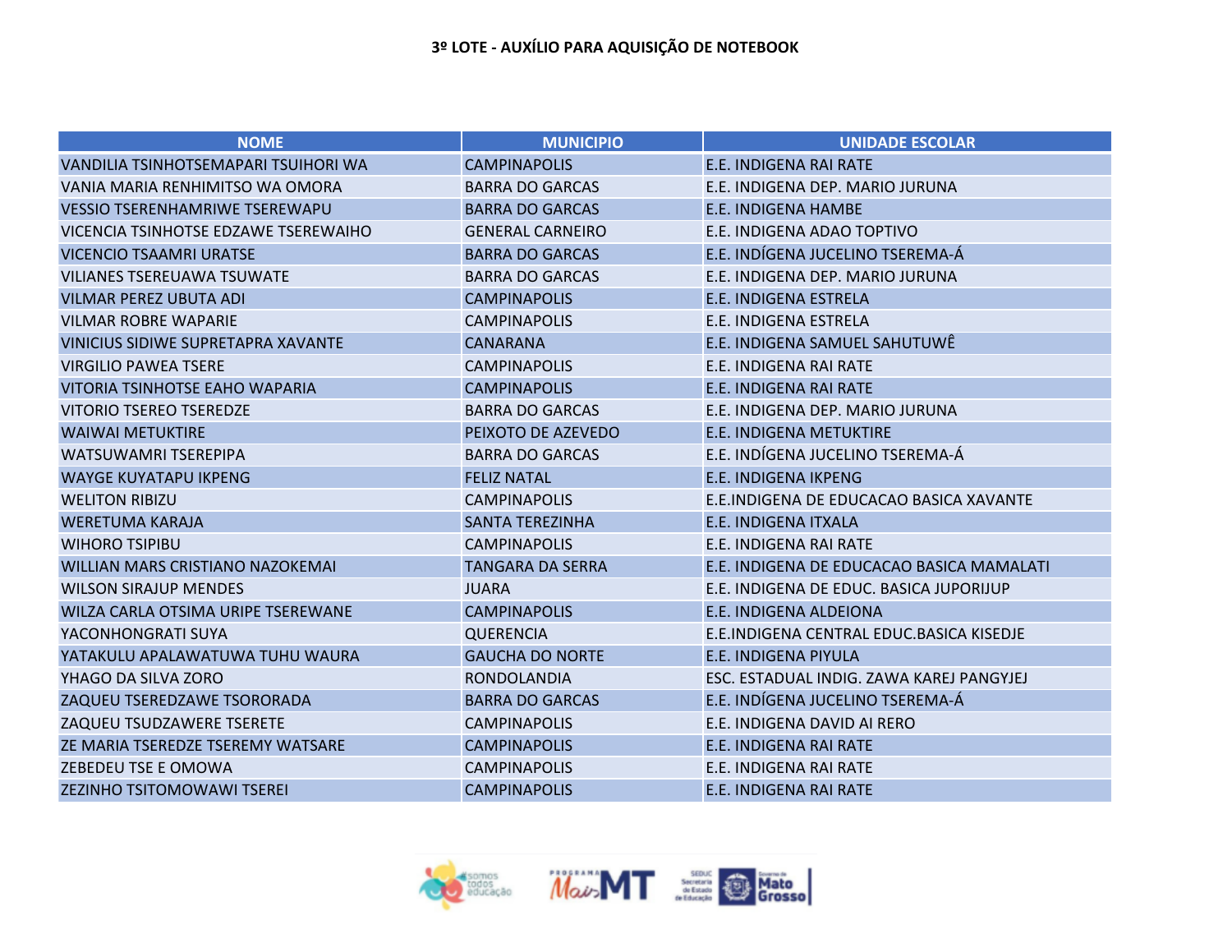**3º LOTE - AUXÍLIO PARA AQUISIÇÃO DE NOTEBOOK**

| NOME | MUNICIPIO | UNIDADE ESCOLAR |
|---|---|---|
| VANDILIA TSINHOTSEMAPARI TSUIHORI WA | CAMPINAPOLIS | E.E. INDIGENA RAI RATE |
| VANIA MARIA RENHIMITSO WA OMORA | BARRA DO GARCAS | E.E. INDIGENA DEP. MARIO JURUNA |
| VESSIO TSERENHAMRIWE TSEREWAPU | BARRA DO GARCAS | E.E. INDIGENA HAMBE |
| VICENCIA TSINHOTSE EDZAWE TSEREWAIHO | GENERAL CARNEIRO | E.E. INDIGENA ADAO TOPTIVO |
| VICENCIO TSAAMRI URATSE | BARRA DO GARCAS | E.E. INDÍGENA JUCELINO TSEREMA-Á |
| VILIANES TSEREUAWA TSUWATE | BARRA DO GARCAS | E.E. INDIGENA DEP. MARIO JURUNA |
| VILMAR PEREZ UBUTA ADI | CAMPINAPOLIS | E.E. INDIGENA ESTRELA |
| VILMAR ROBRE WAPARIE | CAMPINAPOLIS | E.E. INDIGENA ESTRELA |
| VINICIUS SIDIWE SUPRETAPRA XAVANTE | CANARANA | E.E. INDIGENA SAMUEL SAHUTUWÊ |
| VIRGILIO PAWEA TSERE | CAMPINAPOLIS | E.E. INDIGENA RAI RATE |
| VITORIA TSINHOTSE EAHO WAPARIA | CAMPINAPOLIS | E.E. INDIGENA RAI RATE |
| VITORIO TSEREO TSEREDZE | BARRA DO GARCAS | E.E. INDIGENA DEP. MARIO JURUNA |
| WAIWAI METUKTIRE | PEIXOTO DE AZEVEDO | E.E. INDIGENA METUKTIRE |
| WATSUWAMRI TSEREPIPA | BARRA DO GARCAS | E.E. INDÍGENA JUCELINO TSEREMA-Á |
| WAYGE KUYATAPU IKPENG | FELIZ NATAL | E.E. INDIGENA IKPENG |
| WELITON RIBIZU | CAMPINAPOLIS | E.E.INDIGENA DE EDUCACAO BASICA XAVANTE |
| WERETUMA KARAJA | SANTA TEREZINHA | E.E. INDIGENA ITXALA |
| WIHORO TSIPIBU | CAMPINAPOLIS | E.E. INDIGENA RAI RATE |
| WILLIAN MARS CRISTIANO NAZOKEMAI | TANGARA DA SERRA | E.E. INDIGENA DE EDUCACAO BASICA MAMALATI |
| WILSON SIRAJUP MENDES | JUARA | E.E. INDIGENA DE EDUC. BASICA JUPORIJUP |
| WILZA CARLA OTSIMA URIPE TSEREWANE | CAMPINAPOLIS | E.E. INDIGENA ALDEIONA |
| YACONHONGRATI SUYA | QUERENCIA | E.E.INDIGENA CENTRAL EDUC.BASICA KISEDJE |
| YATAKULU APALAWATUWA TUHU WAURA | GAUCHA DO NORTE | E.E. INDIGENA PIYULA |
| YHAGO DA SILVA ZORO | RONDOLANDIA | ESC. ESTADUAL INDIG. ZAWA KAREJ PANGYJEJ |
| ZAQUEU TSEREDZAWE TSORORADA | BARRA DO GARCAS | E.E. INDÍGENA JUCELINO TSEREMA-Á |
| ZAQUEU TSUDZAWERE TSERETE | CAMPINAPOLIS | E.E. INDIGENA DAVID AI RERO |
| ZE MARIA TSEREDZE TSEREMY WATSARE | CAMPINAPOLIS | E.E. INDIGENA RAI RATE |
| ZEBEDEU TSE E OMOWA | CAMPINAPOLIS | E.E. INDIGENA RAI RATE |
| ZEZINHO TSITOMOWAWI TSEREI | CAMPINAPOLIS | E.E. INDIGENA RAI RATE |